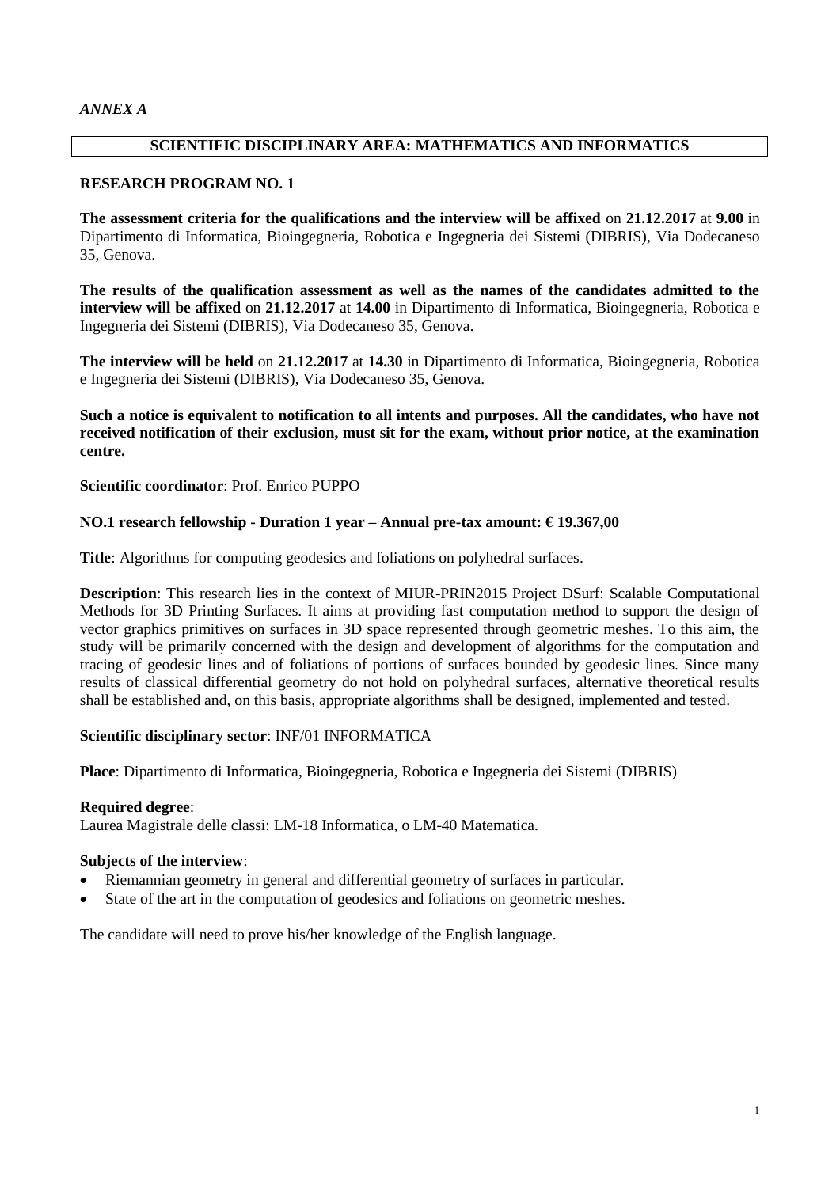*ANNEX A*

## SCIENTIFIC DISCIPLINARY AREA: MATHEMATICS AND INFORMATICS

### RESEARCH PROGRAM NO. 1

**The assessment criteria for the qualifications and the interview will be affixed** on **21.12.2017** at **9.00** in Dipartimento di Informatica, Bioingegneria, Robotica e Ingegneria dei Sistemi (DIBRIS), Via Dodecaneso 35, Genova.

**The results of the qualification assessment as well as the names of the candidates admitted to the interview will be affixed** on **21.12.2017** at **14.00** in Dipartimento di Informatica, Bioingegneria, Robotica e Ingegneria dei Sistemi (DIBRIS), Via Dodecaneso 35, Genova.

**The interview will be held** on **21.12.2017** at **14.30** in Dipartimento di Informatica, Bioingegneria, Robotica e Ingegneria dei Sistemi (DIBRIS), Via Dodecaneso 35, Genova.

**Such a notice is equivalent to notification to all intents and purposes. All the candidates, who have not received notification of their exclusion, must sit for the exam, without prior notice, at the examination centre.**

**Scientific coordinator**: Prof. Enrico PUPPO

**NO.1 research fellowship - Duration 1 year – Annual pre-tax amount: € 19.367,00**

**Title**: Algorithms for computing geodesics and foliations on polyhedral surfaces.

**Description**: This research lies in the context of MIUR-PRIN2015 Project DSurf: Scalable Computational Methods for 3D Printing Surfaces. It aims at providing fast computation method to support the design of vector graphics primitives on surfaces in 3D space represented through geometric meshes. To this aim, the study will be primarily concerned with the design and development of algorithms for the computation and tracing of geodesic lines and of foliations of portions of surfaces bounded by geodesic lines. Since many results of classical differential geometry do not hold on polyhedral surfaces, alternative theoretical results shall be established and, on this basis, appropriate algorithms shall be designed, implemented and tested.

**Scientific disciplinary sector**: INF/01 INFORMATICA

**Place**: Dipartimento di Informatica, Bioingegneria, Robotica e Ingegneria dei Sistemi (DIBRIS)

**Required degree**:
Laurea Magistrale delle classi: LM-18 Informatica, o LM-40 Matematica.

**Subjects of the interview**:

- Riemannian geometry in general and differential geometry of surfaces in particular.
- State of the art in the computation of geodesics and foliations on geometric meshes.

The candidate will need to prove his/her knowledge of the English language.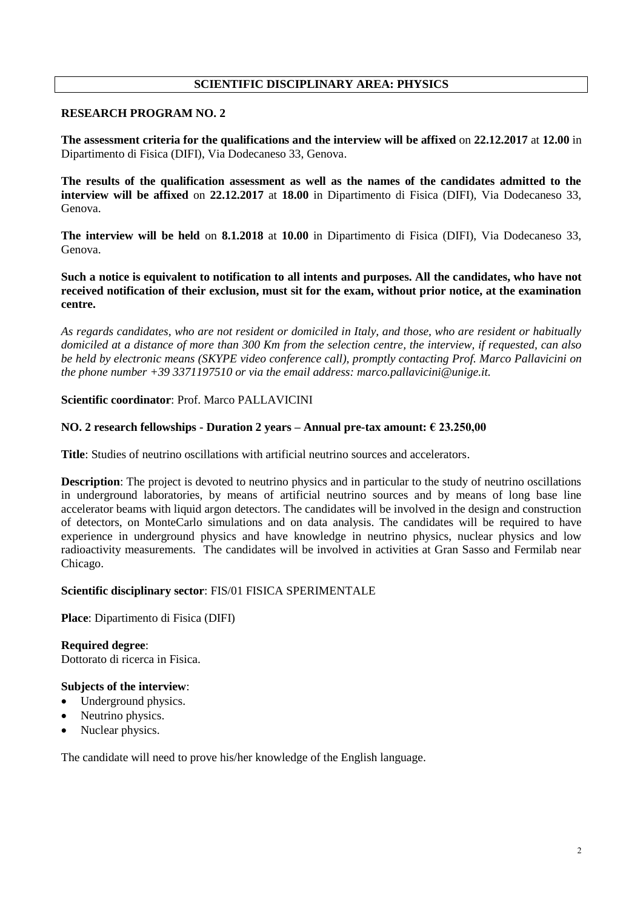# SCIENTIFIC DISCIPLINARY AREA: PHYSICS

## RESEARCH PROGRAM NO. 2

**The assessment criteria for the qualifications and the interview will be affixed** on **22.12.2017** at **12.00** in Dipartimento di Fisica (DIFI), Via Dodecaneso 33, Genova.

**The results of the qualification assessment as well as the names of the candidates admitted to the interview will be affixed** on **22.12.2017** at **18.00** in Dipartimento di Fisica (DIFI), Via Dodecaneso 33, Genova.

**The interview will be held** on **8.1.2018** at **10.00** in Dipartimento di Fisica (DIFI), Via Dodecaneso 33, Genova.

**Such a notice is equivalent to notification to all intents and purposes. All the candidates, who have not received notification of their exclusion, must sit for the exam, without prior notice, at the examination centre.**

*As regards candidates, who are not resident or domiciled in Italy, and those, who are resident or habitually domiciled at a distance of more than 300 Km from the selection centre, the interview, if requested, can also be held by electronic means (SKYPE video conference call), promptly contacting Prof. Marco Pallavicini on the phone number +39 3371197510 or via the email address: marco.pallavicini@unige.it.*

**Scientific coordinator**: Prof. Marco PALLAVICINI

**NO. 2 research fellowships - Duration 2 years – Annual pre-tax amount: € 23.250,00**

**Title**: Studies of neutrino oscillations with artificial neutrino sources and accelerators.

**Description**: The project is devoted to neutrino physics and in particular to the study of neutrino oscillations in underground laboratories, by means of artificial neutrino sources and by means of long base line accelerator beams with liquid argon detectors. The candidates will be involved in the design and construction of detectors, on MonteCarlo simulations and on data analysis. The candidates will be required to have experience in underground physics and have knowledge in neutrino physics, nuclear physics and low radioactivity measurements. The candidates will be involved in activities at Gran Sasso and Fermilab near Chicago.

**Scientific disciplinary sector**: FIS/01 FISICA SPERIMENTALE

**Place**: Dipartimento di Fisica (DIFI)

**Required degree**:
Dottorato di ricerca in Fisica.

**Subjects of the interview**:

- Underground physics.
- Neutrino physics.
- Nuclear physics.

The candidate will need to prove his/her knowledge of the English language.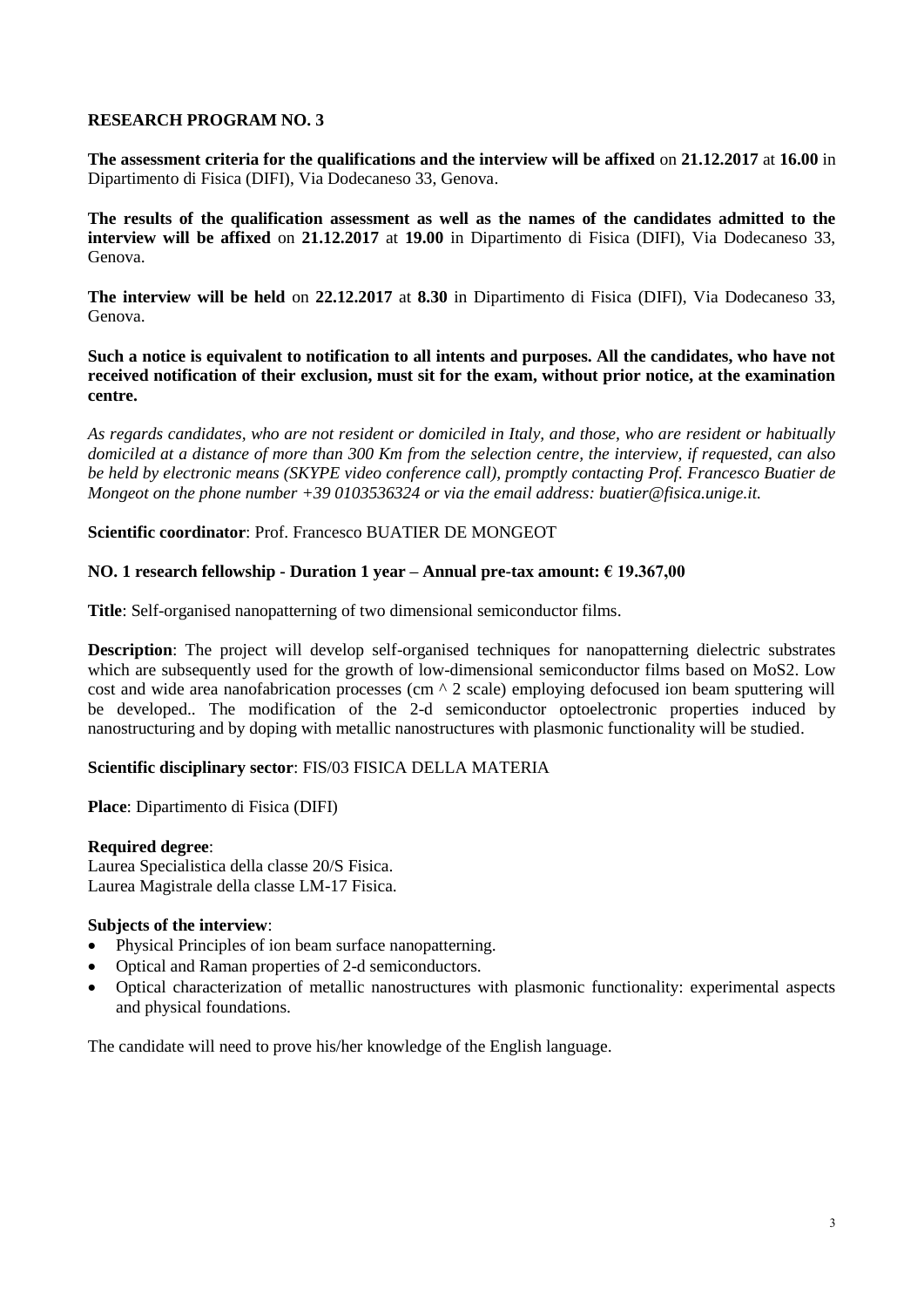**RESEARCH PROGRAM NO. 3**

**The assessment criteria for the qualifications and the interview will be affixed** on **21.12.2017** at **16.00** in Dipartimento di Fisica (DIFI), Via Dodecaneso 33, Genova.

**The results of the qualification assessment as well as the names of the candidates admitted to the interview will be affixed** on **21.12.2017** at **19.00** in Dipartimento di Fisica (DIFI), Via Dodecaneso 33, Genova.

**The interview will be held** on **22.12.2017** at **8.30** in Dipartimento di Fisica (DIFI), Via Dodecaneso 33, Genova.

**Such a notice is equivalent to notification to all intents and purposes. All the candidates, who have not received notification of their exclusion, must sit for the exam, without prior notice, at the examination centre.**

*As regards candidates, who are not resident or domiciled in Italy, and those, who are resident or habitually domiciled at a distance of more than 300 Km from the selection centre, the interview, if requested, can also be held by electronic means (SKYPE video conference call), promptly contacting Prof. Francesco Buatier de Mongeot on the phone number +39 0103536324 or via the email address: buatier@fisica.unige.it.*

**Scientific coordinator**: Prof. Francesco BUATIER DE MONGEOT

**NO. 1 research fellowship - Duration 1 year – Annual pre-tax amount: € 19.367,00**

**Title**: Self-organised nanopatterning of two dimensional semiconductor films.

**Description**: The project will develop self-organised techniques for nanopatterning dielectric substrates which are subsequently used for the growth of low-dimensional semiconductor films based on $MoS_2$. Low cost and wide area nanofabrication processes (cm ^ 2 scale) employing defocused ion beam sputtering will be developed.. The modification of the 2-d semiconductor optoelectronic properties induced by nanostructuring and by doping with metallic nanostructures with plasmonic functionality will be studied.

**Scientific disciplinary sector**: FIS/03 FISICA DELLA MATERIA

**Place**: Dipartimento di Fisica (DIFI)

**Required degree**:
Laurea Specialistica della classe 20/S Fisica.
Laurea Magistrale della classe LM-17 Fisica.

**Subjects of the interview**:
- Physical Principles of ion beam surface nanopatterning.
- Optical and Raman properties of 2-d semiconductors.
- Optical characterization of metallic nanostructures with plasmonic functionality: experimental aspects and physical foundations.

The candidate will need to prove his/her knowledge of the English language.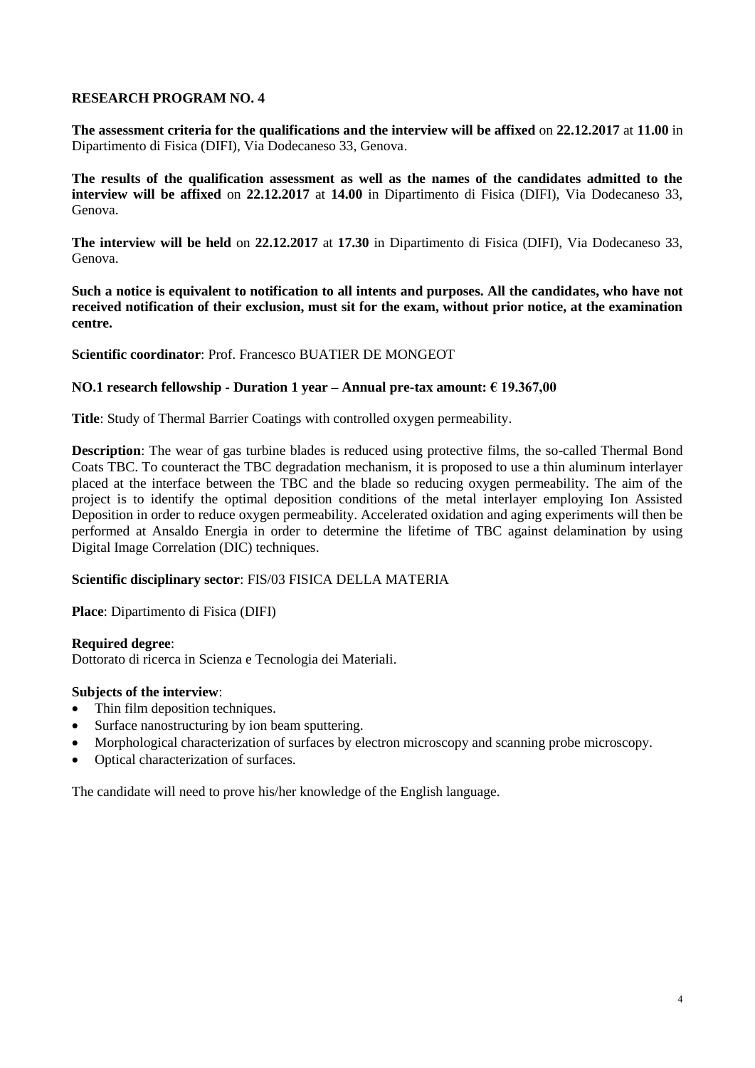## RESEARCH PROGRAM NO. 4

**The assessment criteria for the qualifications and the interview will be affixed** on **22.12.2017** at **11.00** in Dipartimento di Fisica (DIFI), Via Dodecaneso 33, Genova.

**The results of the qualification assessment as well as the names of the candidates admitted to the interview will be affixed** on **22.12.2017** at **14.00** in Dipartimento di Fisica (DIFI), Via Dodecaneso 33, Genova.

**The interview will be held** on **22.12.2017** at **17.30** in Dipartimento di Fisica (DIFI), Via Dodecaneso 33, Genova.

**Such a notice is equivalent to notification to all intents and purposes. All the candidates, who have not received notification of their exclusion, must sit for the exam, without prior notice, at the examination centre.**

**Scientific coordinator**: Prof. Francesco BUATIER DE MONGEOT

**NO.1 research fellowship - Duration 1 year – Annual pre-tax amount: € 19.367,00**

**Title**: Study of Thermal Barrier Coatings with controlled oxygen permeability.

**Description**: The wear of gas turbine blades is reduced using protective films, the so-called Thermal Bond Coats TBC. To counteract the TBC degradation mechanism, it is proposed to use a thin aluminum interlayer placed at the interface between the TBC and the blade so reducing oxygen permeability. The aim of the project is to identify the optimal deposition conditions of the metal interlayer employing Ion Assisted Deposition in order to reduce oxygen permeability. Accelerated oxidation and aging experiments will then be performed at Ansaldo Energia in order to determine the lifetime of TBC against delamination by using Digital Image Correlation (DIC) techniques.

**Scientific disciplinary sector**: FIS/03 FISICA DELLA MATERIA

**Place**: Dipartimento di Fisica (DIFI)

**Required degree**:
Dottorato di ricerca in Scienza e Tecnologia dei Materiali.

**Subjects of the interview**:

- Thin film deposition techniques.
- Surface nanostructuring by ion beam sputtering.
- Morphological characterization of surfaces by electron microscopy and scanning probe microscopy.
- Optical characterization of surfaces.

The candidate will need to prove his/her knowledge of the English language.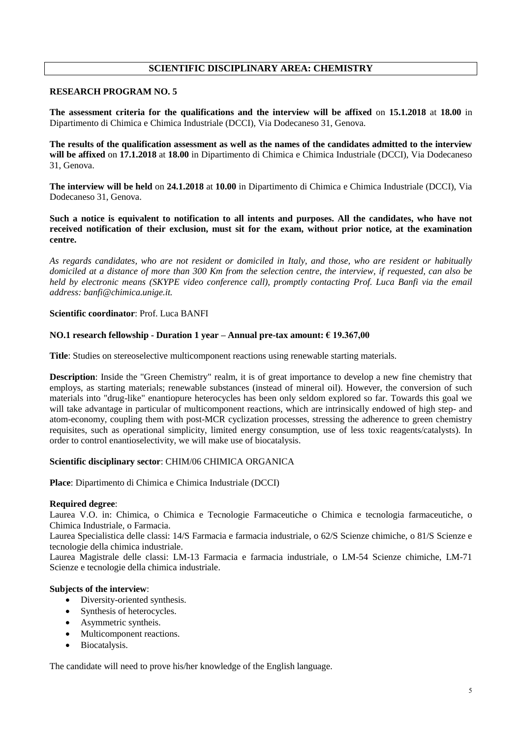## SCIENTIFIC DISCIPLINARY AREA: CHEMISTRY

### RESEARCH PROGRAM NO. 5

**The assessment criteria for the qualifications and the interview will be affixed** on **15.1.2018** at **18.00** in Dipartimento di Chimica e Chimica Industriale (DCCI), Via Dodecaneso 31, Genova.

**The results of the qualification assessment as well as the names of the candidates admitted to the interview will be affixed** on **17.1.2018** at **18.00** in Dipartimento di Chimica e Chimica Industriale (DCCI), Via Dodecaneso 31, Genova.

**The interview will be held** on **24.1.2018** at **10.00** in Dipartimento di Chimica e Chimica Industriale (DCCI), Via Dodecaneso 31, Genova.

**Such a notice is equivalent to notification to all intents and purposes. All the candidates, who have not received notification of their exclusion, must sit for the exam, without prior notice, at the examination centre.**

*As regards candidates, who are not resident or domiciled in Italy, and those, who are resident or habitually domiciled at a distance of more than 300 Km from the selection centre, the interview, if requested, can also be held by electronic means (SKYPE video conference call), promptly contacting Prof. Luca Banfi via the email address: banfi@chimica.unige.it.*

**Scientific coordinator**: Prof. Luca BANFI

**NO.1 research fellowship - Duration 1 year – Annual pre-tax amount: € 19.367,00**

**Title**: Studies on stereoselective multicomponent reactions using renewable starting materials.

**Description**: Inside the "Green Chemistry" realm, it is of great importance to develop a new fine chemistry that employs, as starting materials; renewable substances (instead of mineral oil). However, the conversion of such materials into "drug-like" enantiopure heterocycles has been only seldom explored so far. Towards this goal we will take advantage in particular of multicomponent reactions, which are intrinsically endowed of high step- and atom-economy, coupling them with post-MCR cyclization processes, stressing the adherence to green chemistry requisites, such as operational simplicity, limited energy consumption, use of less toxic reagents/catalysts). In order to control enantioselectivity, we will make use of biocatalysis.

**Scientific disciplinary sector**: CHIM/06 CHIMICA ORGANICA

**Place**: Dipartimento di Chimica e Chimica Industriale (DCCI)

**Required degree**:
Laurea V.O. in: Chimica, o Chimica e Tecnologie Farmaceutiche o Chimica e tecnologia farmaceutiche, o Chimica Industriale, o Farmacia.
Laurea Specialistica delle classi: 14/S Farmacia e farmacia industriale, o 62/S Scienze chimiche, o 81/S Scienze e tecnologie della chimica industriale.
Laurea Magistrale delle classi: LM-13 Farmacia e farmacia industriale, o LM-54 Scienze chimiche, LM-71 Scienze e tecnologie della chimica industriale.

**Subjects of the interview**:

- Diversity-oriented synthesis.
- Synthesis of heterocycles.
- Asymmetric syntheis.
- Multicomponent reactions.
- Biocatalysis.

The candidate will need to prove his/her knowledge of the English language.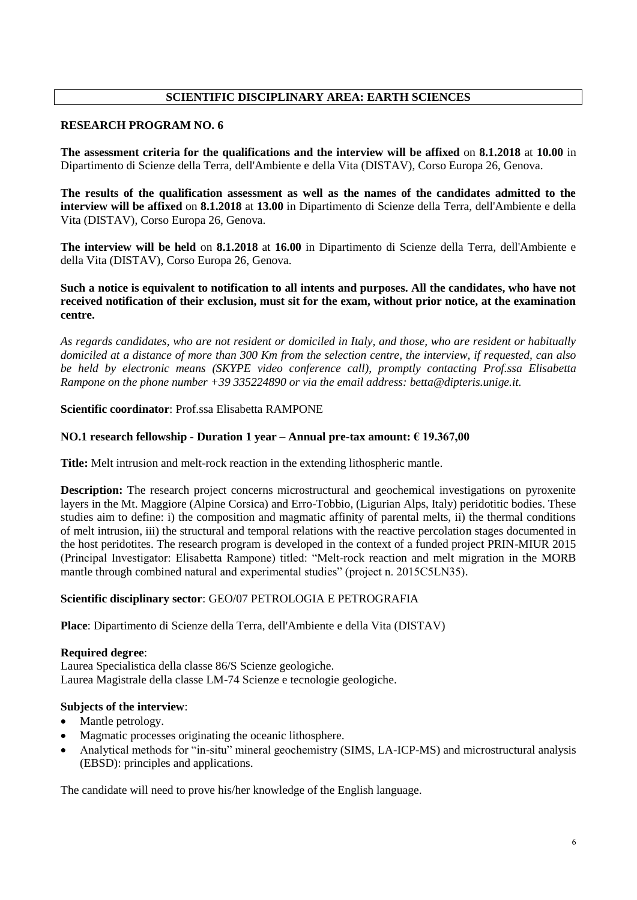## SCIENTIFIC DISCIPLINARY AREA: EARTH SCIENCES

### RESEARCH PROGRAM NO. 6

**The assessment criteria for the qualifications and the interview will be affixed** on **8.1.2018** at **10.00** in Dipartimento di Scienze della Terra, dell'Ambiente e della Vita (DISTAV), Corso Europa 26, Genova.

**The results of the qualification assessment as well as the names of the candidates admitted to the interview will be affixed** on **8.1.2018** at **13.00** in Dipartimento di Scienze della Terra, dell'Ambiente e della Vita (DISTAV), Corso Europa 26, Genova.

**The interview will be held** on **8.1.2018** at **16.00** in Dipartimento di Scienze della Terra, dell'Ambiente e della Vita (DISTAV), Corso Europa 26, Genova.

**Such a notice is equivalent to notification to all intents and purposes. All the candidates, who have not received notification of their exclusion, must sit for the exam, without prior notice, at the examination centre.**

*As regards candidates, who are not resident or domiciled in Italy, and those, who are resident or habitually domiciled at a distance of more than 300 Km from the selection centre, the interview, if requested, can also be held by electronic means (SKYPE video conference call), promptly contacting Prof.ssa Elisabetta Rampone on the phone number +39 335224890 or via the email address: betta@dipteris.unige.it.*

**Scientific coordinator**: Prof.ssa Elisabetta RAMPONE

**NO.1 research fellowship - Duration 1 year – Annual pre-tax amount: € 19.367,00**

**Title:** Melt intrusion and melt-rock reaction in the extending lithospheric mantle.

**Description:** The research project concerns microstructural and geochemical investigations on pyroxenite layers in the Mt. Maggiore (Alpine Corsica) and Erro-Tobbio, (Ligurian Alps, Italy) peridotitic bodies. These studies aim to define: i) the composition and magmatic affinity of parental melts, ii) the thermal conditions of melt intrusion, iii) the structural and temporal relations with the reactive percolation stages documented in the host peridotites. The research program is developed in the context of a funded project PRIN-MIUR 2015 (Principal Investigator: Elisabetta Rampone) titled: "Melt-rock reaction and melt migration in the MORB mantle through combined natural and experimental studies" (project n. 2015C5LN35).

**Scientific disciplinary sector**: GEO/07 PETROLOGIA E PETROGRAFIA

**Place**: Dipartimento di Scienze della Terra, dell'Ambiente e della Vita (DISTAV)

**Required degree**:
Laurea Specialistica della classe 86/S Scienze geologiche.
Laurea Magistrale della classe LM-74 Scienze e tecnologie geologiche.

**Subjects of the interview**:

- Mantle petrology.
- Magmatic processes originating the oceanic lithosphere.
- Analytical methods for "in-situ" mineral geochemistry (SIMS, LA-ICP-MS) and microstructural analysis (EBSD): principles and applications.

The candidate will need to prove his/her knowledge of the English language.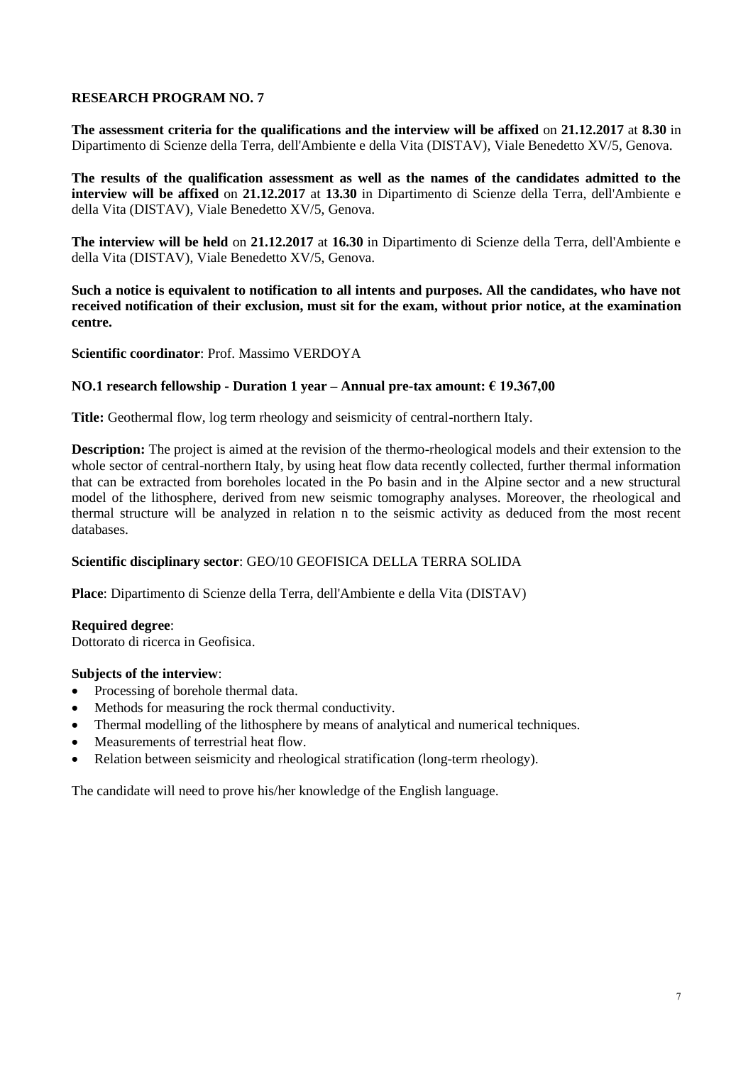**RESEARCH PROGRAM NO. 7**

**The assessment criteria for the qualifications and the interview will be affixed** on **21.12.2017** at **8.30** in Dipartimento di Scienze della Terra, dell'Ambiente e della Vita (DISTAV), Viale Benedetto XV/5, Genova.

**The results of the qualification assessment as well as the names of the candidates admitted to the interview will be affixed** on **21.12.2017** at **13.30** in Dipartimento di Scienze della Terra, dell'Ambiente e della Vita (DISTAV), Viale Benedetto XV/5, Genova.

**The interview will be held** on **21.12.2017** at **16.30** in Dipartimento di Scienze della Terra, dell'Ambiente e della Vita (DISTAV), Viale Benedetto XV/5, Genova.

**Such a notice is equivalent to notification to all intents and purposes. All the candidates, who have not received notification of their exclusion, must sit for the exam, without prior notice, at the examination centre.**

**Scientific coordinator**: Prof. Massimo VERDOYA

**NO.1 research fellowship - Duration 1 year – Annual pre-tax amount: € 19.367,00**

**Title:** Geothermal flow, log term rheology and seismicity of central-northern Italy.

**Description:** The project is aimed at the revision of the thermo-rheological models and their extension to the whole sector of central-northern Italy, by using heat flow data recently collected, further thermal information that can be extracted from boreholes located in the Po basin and in the Alpine sector and a new structural model of the lithosphere, derived from new seismic tomography analyses. Moreover, the rheological and thermal structure will be analyzed in relation n to the seismic activity as deduced from the most recent databases.

**Scientific disciplinary sector**: GEO/10 GEOFISICA DELLA TERRA SOLIDA

**Place**: Dipartimento di Scienze della Terra, dell'Ambiente e della Vita (DISTAV)

**Required degree**:
Dottorato di ricerca in Geofisica.

**Subjects of the interview**:

- Processing of borehole thermal data.
- Methods for measuring the rock thermal conductivity.
- Thermal modelling of the lithosphere by means of analytical and numerical techniques.
- Measurements of terrestrial heat flow.
- Relation between seismicity and rheological stratification (long-term rheology).

The candidate will need to prove his/her knowledge of the English language.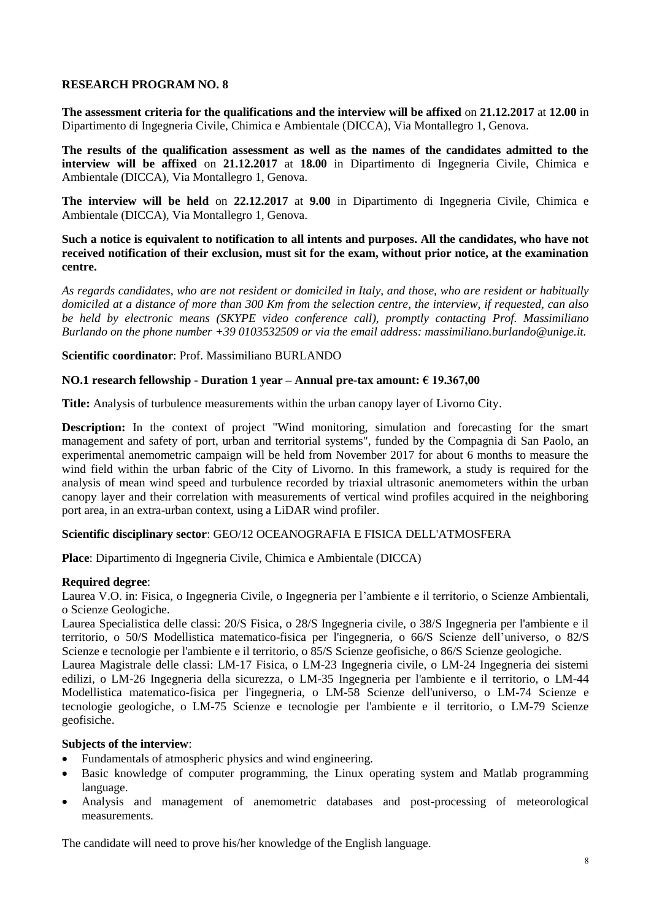**RESEARCH PROGRAM NO. 8**

**The assessment criteria for the qualifications and the interview will be affixed** on **21.12.2017** at **12.00** in Dipartimento di Ingegneria Civile, Chimica e Ambientale (DICCA), Via Montallegro 1, Genova.

**The results of the qualification assessment as well as the names of the candidates admitted to the interview will be affixed** on **21.12.2017** at **18.00** in Dipartimento di Ingegneria Civile, Chimica e Ambientale (DICCA), Via Montallegro 1, Genova.

**The interview will be held** on **22.12.2017** at **9.00** in Dipartimento di Ingegneria Civile, Chimica e Ambientale (DICCA), Via Montallegro 1, Genova.

**Such a notice is equivalent to notification to all intents and purposes. All the candidates, who have not received notification of their exclusion, must sit for the exam, without prior notice, at the examination centre.**

*As regards candidates, who are not resident or domiciled in Italy, and those, who are resident or habitually domiciled at a distance of more than 300 Km from the selection centre, the interview, if requested, can also be held by electronic means (SKYPE video conference call), promptly contacting Prof. Massimiliano Burlando on the phone number +39 0103532509 or via the email address: massimiliano.burlando@unige.it.*

**Scientific coordinator**: Prof. Massimiliano BURLANDO

**NO.1 research fellowship - Duration 1 year – Annual pre-tax amount: € 19.367,00**

**Title:** Analysis of turbulence measurements within the urban canopy layer of Livorno City.

**Description:** In the context of project "Wind monitoring, simulation and forecasting for the smart management and safety of port, urban and territorial systems", funded by the Compagnia di San Paolo, an experimental anemometric campaign will be held from November 2017 for about 6 months to measure the wind field within the urban fabric of the City of Livorno. In this framework, a study is required for the analysis of mean wind speed and turbulence recorded by triaxial ultrasonic anemometers within the urban canopy layer and their correlation with measurements of vertical wind profiles acquired in the neighboring port area, in an extra-urban context, using a LiDAR wind profiler.

**Scientific disciplinary sector**: GEO/12 OCEANOGRAFIA E FISICA DELL'ATMOSFERA

**Place**: Dipartimento di Ingegneria Civile, Chimica e Ambientale (DICCA)

**Required degree**:

Laurea V.O. in: Fisica, o Ingegneria Civile, o Ingegneria per l'ambiente e il territorio, o Scienze Ambientali, o Scienze Geologiche.

Laurea Specialistica delle classi: 20/S Fisica, o 28/S Ingegneria civile, o 38/S Ingegneria per l'ambiente e il territorio, o 50/S Modellistica matematico-fisica per l'ingegneria, o 66/S Scienze dell'universo, o 82/S Scienze e tecnologie per l'ambiente e il territorio, o 85/S Scienze geofisiche, o 86/S Scienze geologiche.

Laurea Magistrale delle classi: LM-17 Fisica, o LM-23 Ingegneria civile, o LM-24 Ingegneria dei sistemi edilizi, o LM-26 Ingegneria della sicurezza, o LM-35 Ingegneria per l'ambiente e il territorio, o LM-44 Modellistica matematico-fisica per l'ingegneria, o LM-58 Scienze dell'universo, o LM-74 Scienze e tecnologie geologiche, o LM-75 Scienze e tecnologie per l'ambiente e il territorio, o LM-79 Scienze geofisiche.

**Subjects of the interview**:

- Fundamentals of atmospheric physics and wind engineering.
- Basic knowledge of computer programming, the Linux operating system and Matlab programming language.
- Analysis and management of anemometric databases and post-processing of meteorological measurements.

The candidate will need to prove his/her knowledge of the English language.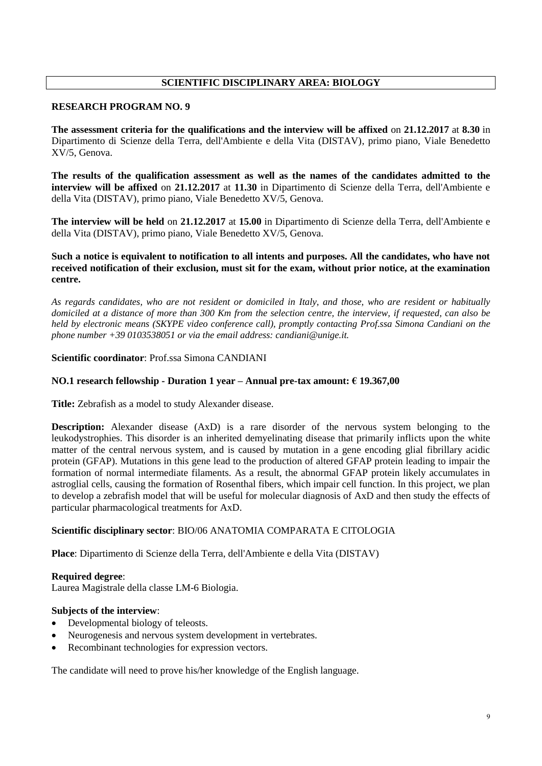## SCIENTIFIC DISCIPLINARY AREA: BIOLOGY

### RESEARCH PROGRAM NO. 9

**The assessment criteria for the qualifications and the interview will be affixed** on **21.12.2017** at **8.30** in Dipartimento di Scienze della Terra, dell'Ambiente e della Vita (DISTAV), primo piano, Viale Benedetto XV/5, Genova.

**The results of the qualification assessment as well as the names of the candidates admitted to the interview will be affixed** on **21.12.2017** at **11.30** in Dipartimento di Scienze della Terra, dell'Ambiente e della Vita (DISTAV), primo piano, Viale Benedetto XV/5, Genova.

**The interview will be held** on **21.12.2017** at **15.00** in Dipartimento di Scienze della Terra, dell'Ambiente e della Vita (DISTAV), primo piano, Viale Benedetto XV/5, Genova.

**Such a notice is equivalent to notification to all intents and purposes. All the candidates, who have not received notification of their exclusion, must sit for the exam, without prior notice, at the examination centre.**

*As regards candidates, who are not resident or domiciled in Italy, and those, who are resident or habitually domiciled at a distance of more than 300 Km from the selection centre, the interview, if requested, can also be held by electronic means (SKYPE video conference call), promptly contacting Prof.ssa Simona Candiani on the phone number +39 0103538051 or via the email address: candiani@unige.it.*

**Scientific coordinator**: Prof.ssa Simona CANDIANI

**NO.1 research fellowship - Duration 1 year – Annual pre-tax amount: € 19.367,00**

**Title:** Zebrafish as a model to study Alexander disease.

**Description:** Alexander disease (AxD) is a rare disorder of the nervous system belonging to the leukodystrophies. This disorder is an inherited demyelinating disease that primarily inflicts upon the white matter of the central nervous system, and is caused by mutation in a gene encoding glial fibrillary acidic protein (GFAP). Mutations in this gene lead to the production of altered GFAP protein leading to impair the formation of normal intermediate filaments. As a result, the abnormal GFAP protein likely accumulates in astroglial cells, causing the formation of Rosenthal fibers, which impair cell function. In this project, we plan to develop a zebrafish model that will be useful for molecular diagnosis of AxD and then study the effects of particular pharmacological treatments for AxD.

**Scientific disciplinary sector**: BIO/06 ANATOMIA COMPARATA E CITOLOGIA

**Place**: Dipartimento di Scienze della Terra, dell'Ambiente e della Vita (DISTAV)

**Required degree**:
Laurea Magistrale della classe LM-6 Biologia.

**Subjects of the interview**:

- Developmental biology of teleosts.
- Neurogenesis and nervous system development in vertebrates.
- Recombinant technologies for expression vectors.

The candidate will need to prove his/her knowledge of the English language.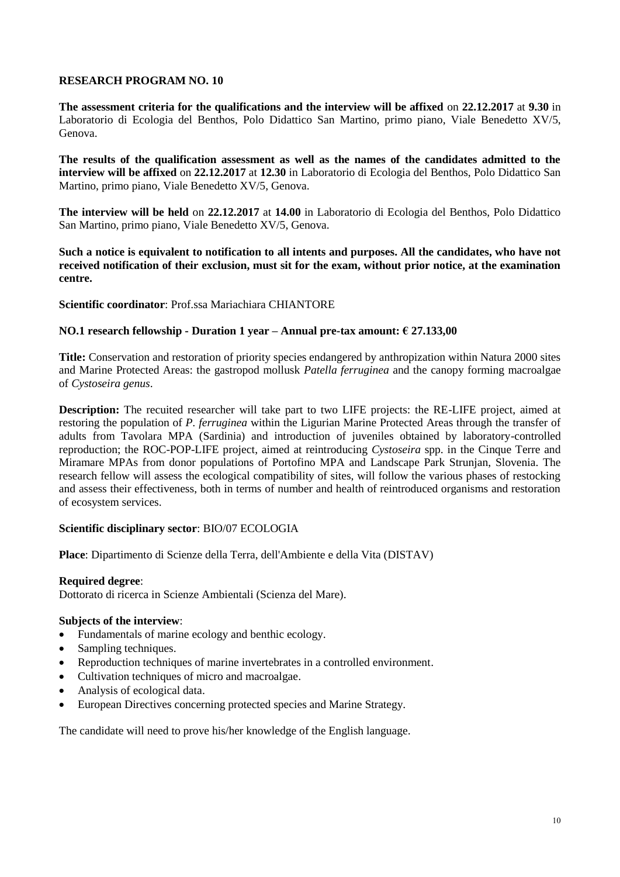## RESEARCH PROGRAM NO. 10

**The assessment criteria for the qualifications and the interview will be affixed** on **22.12.2017** at **9.30** in Laboratorio di Ecologia del Benthos, Polo Didattico San Martino, primo piano, Viale Benedetto XV/5, Genova.

**The results of the qualification assessment as well as the names of the candidates admitted to the interview will be affixed** on **22.12.2017** at **12.30** in Laboratorio di Ecologia del Benthos, Polo Didattico San Martino, primo piano, Viale Benedetto XV/5, Genova.

**The interview will be held** on **22.12.2017** at **14.00** in Laboratorio di Ecologia del Benthos, Polo Didattico San Martino, primo piano, Viale Benedetto XV/5, Genova.

**Such a notice is equivalent to notification to all intents and purposes. All the candidates, who have not received notification of their exclusion, must sit for the exam, without prior notice, at the examination centre.**

**Scientific coordinator**: Prof.ssa Mariachiara CHIANTORE

**NO.1 research fellowship - Duration 1 year – Annual pre-tax amount: € 27.133,00**

**Title:** Conservation and restoration of priority species endangered by anthropization within Natura 2000 sites and Marine Protected Areas: the gastropod mollusk *Patella ferruginea* and the canopy forming macroalgae of *Cystoseira genus*.

**Description:** The recuited researcher will take part to two LIFE projects: the RE-LIFE project, aimed at restoring the population of *P. ferruginea* within the Ligurian Marine Protected Areas through the transfer of adults from Tavolara MPA (Sardinia) and introduction of juveniles obtained by laboratory-controlled reproduction; the ROC-POP-LIFE project, aimed at reintroducing *Cystoseira* spp. in the Cinque Terre and Miramare MPAs from donor populations of Portofino MPA and Landscape Park Strunjan, Slovenia. The research fellow will assess the ecological compatibility of sites, will follow the various phases of restocking and assess their effectiveness, both in terms of number and health of reintroduced organisms and restoration of ecosystem services.

**Scientific disciplinary sector**: BIO/07 ECOLOGIA

**Place**: Dipartimento di Scienze della Terra, dell'Ambiente e della Vita (DISTAV)

**Required degree**:
Dottorato di ricerca in Scienze Ambientali (Scienza del Mare).

**Subjects of the interview**:

- Fundamentals of marine ecology and benthic ecology.
- Sampling techniques.
- Reproduction techniques of marine invertebrates in a controlled environment.
- Cultivation techniques of micro and macroalgae.
- Analysis of ecological data.
- European Directives concerning protected species and Marine Strategy.

The candidate will need to prove his/her knowledge of the English language.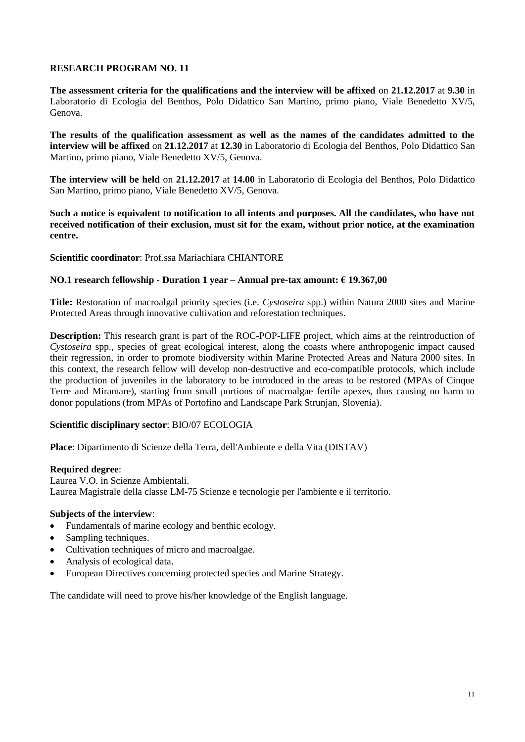## RESEARCH PROGRAM NO. 11

**The assessment criteria for the qualifications and the interview will be affixed** on **21.12.2017** at **9.30** in Laboratorio di Ecologia del Benthos, Polo Didattico San Martino, primo piano, Viale Benedetto XV/5, Genova.

**The results of the qualification assessment as well as the names of the candidates admitted to the interview will be affixed** on **21.12.2017** at **12.30** in Laboratorio di Ecologia del Benthos, Polo Didattico San Martino, primo piano, Viale Benedetto XV/5, Genova.

**The interview will be held** on **21.12.2017** at **14.00** in Laboratorio di Ecologia del Benthos, Polo Didattico San Martino, primo piano, Viale Benedetto XV/5, Genova.

**Such a notice is equivalent to notification to all intents and purposes. All the candidates, who have not received notification of their exclusion, must sit for the exam, without prior notice, at the examination centre.**

**Scientific coordinator**: Prof.ssa Mariachiara CHIANTORE

**NO.1 research fellowship - Duration 1 year – Annual pre-tax amount: € 19.367,00**

**Title:** Restoration of macroalgal priority species (i.e. *Cystoseira* spp.) within Natura 2000 sites and Marine Protected Areas through innovative cultivation and reforestation techniques.

**Description:** This research grant is part of the ROC-POP-LIFE project, which aims at the reintroduction of *Cystoseira* spp., species of great ecological interest, along the coasts where anthropogenic impact caused their regression, in order to promote biodiversity within Marine Protected Areas and Natura 2000 sites. In this context, the research fellow will develop non-destructive and eco-compatible protocols, which include the production of juveniles in the laboratory to be introduced in the areas to be restored (MPAs of Cinque Terre and Miramare), starting from small portions of macroalgae fertile apexes, thus causing no harm to donor populations (from MPAs of Portofino and Landscape Park Strunjan, Slovenia).

**Scientific disciplinary sector**: BIO/07 ECOLOGIA

**Place**: Dipartimento di Scienze della Terra, dell'Ambiente e della Vita (DISTAV)

**Required degree**:
Laurea V.O. in Scienze Ambientali.
Laurea Magistrale della classe LM-75 Scienze e tecnologie per l'ambiente e il territorio.

**Subjects of the interview**:

- Fundamentals of marine ecology and benthic ecology.
- Sampling techniques.
- Cultivation techniques of micro and macroalgae.
- Analysis of ecological data.
- European Directives concerning protected species and Marine Strategy.

The candidate will need to prove his/her knowledge of the English language.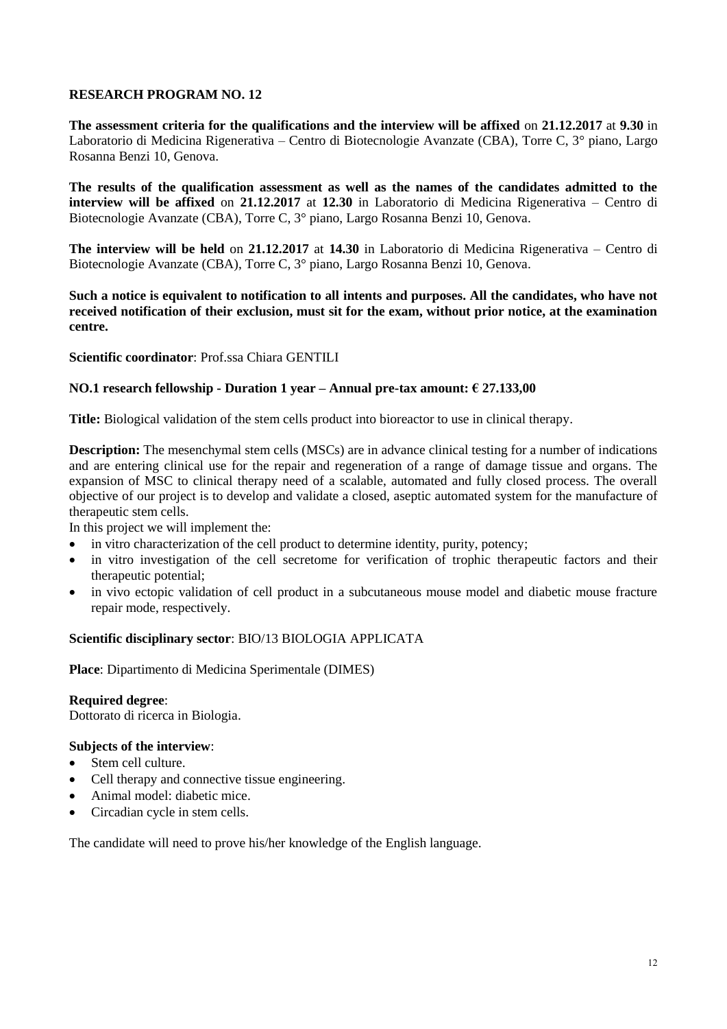## RESEARCH PROGRAM NO. 12

**The assessment criteria for the qualifications and the interview will be affixed** on **21.12.2017** at **9.30** in Laboratorio di Medicina Rigenerativa – Centro di Biotecnologie Avanzate (CBA), Torre C, 3° piano, Largo Rosanna Benzi 10, Genova.

**The results of the qualification assessment as well as the names of the candidates admitted to the interview will be affixed** on **21.12.2017** at **12.30** in Laboratorio di Medicina Rigenerativa – Centro di Biotecnologie Avanzate (CBA), Torre C, 3° piano, Largo Rosanna Benzi 10, Genova.

**The interview will be held** on **21.12.2017** at **14.30** in Laboratorio di Medicina Rigenerativa – Centro di Biotecnologie Avanzate (CBA), Torre C, 3° piano, Largo Rosanna Benzi 10, Genova.

**Such a notice is equivalent to notification to all intents and purposes. All the candidates, who have not received notification of their exclusion, must sit for the exam, without prior notice, at the examination centre.**

**Scientific coordinator**: Prof.ssa Chiara GENTILI

**NO.1 research fellowship - Duration 1 year – Annual pre-tax amount: € 27.133,00**

**Title:** Biological validation of the stem cells product into bioreactor to use in clinical therapy.

**Description:** The mesenchymal stem cells (MSCs) are in advance clinical testing for a number of indications and are entering clinical use for the repair and regeneration of a range of damage tissue and organs. The expansion of MSC to clinical therapy need of a scalable, automated and fully closed process. The overall objective of our project is to develop and validate a closed, aseptic automated system for the manufacture of therapeutic stem cells.

In this project we will implement the:

- in vitro characterization of the cell product to determine identity, purity, potency;
- in vitro investigation of the cell secretome for verification of trophic therapeutic factors and their therapeutic potential;
- in vivo ectopic validation of cell product in a subcutaneous mouse model and diabetic mouse fracture repair mode, respectively.

**Scientific disciplinary sector**: BIO/13 BIOLOGIA APPLICATA

**Place**: Dipartimento di Medicina Sperimentale (DIMES)

**Required degree**:
Dottorato di ricerca in Biologia.

**Subjects of the interview**:

- Stem cell culture.
- Cell therapy and connective tissue engineering.
- Animal model: diabetic mice.
- Circadian cycle in stem cells.

The candidate will need to prove his/her knowledge of the English language.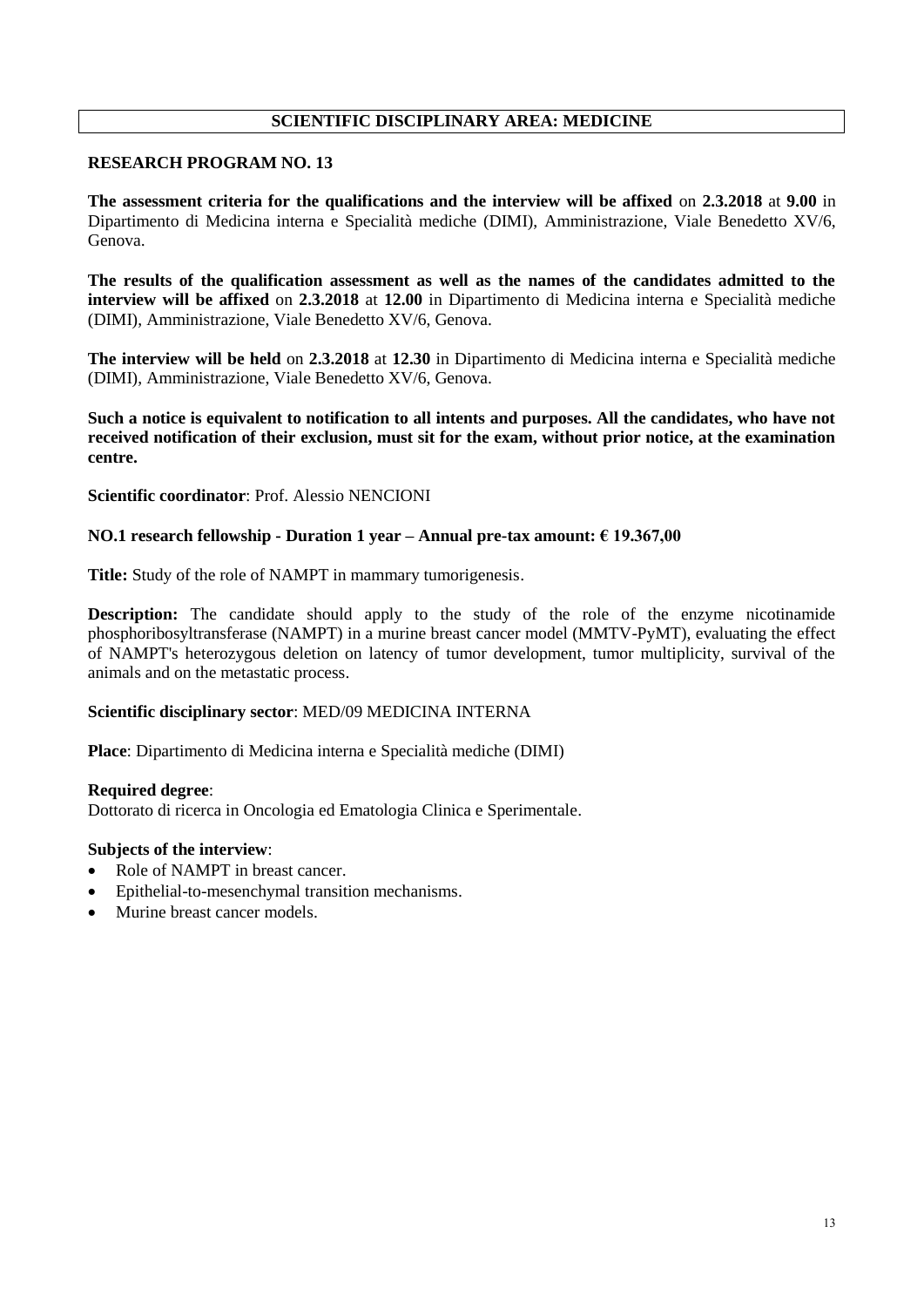## SCIENTIFIC DISCIPLINARY AREA: MEDICINE

### RESEARCH PROGRAM NO. 13

**The assessment criteria for the qualifications and the interview will be affixed** on **2.3.2018** at **9.00** in Dipartimento di Medicina interna e Specialità mediche (DIMI), Amministrazione, Viale Benedetto XV/6, Genova.

**The results of the qualification assessment as well as the names of the candidates admitted to the interview will be affixed** on **2.3.2018** at **12.00** in Dipartimento di Medicina interna e Specialità mediche (DIMI), Amministrazione, Viale Benedetto XV/6, Genova.

**The interview will be held** on **2.3.2018** at **12.30** in Dipartimento di Medicina interna e Specialità mediche (DIMI), Amministrazione, Viale Benedetto XV/6, Genova.

**Such a notice is equivalent to notification to all intents and purposes. All the candidates, who have not received notification of their exclusion, must sit for the exam, without prior notice, at the examination centre.**

**Scientific coordinator**: Prof. Alessio NENCIONI

**NO.1 research fellowship - Duration 1 year – Annual pre-tax amount: € 19.367,00**

**Title:** Study of the role of NAMPT in mammary tumorigenesis.

**Description:** The candidate should apply to the study of the role of the enzyme nicotinamide phosphoribosyltransferase (NAMPT) in a murine breast cancer model (MMTV-PyMT), evaluating the effect of NAMPT's heterozygous deletion on latency of tumor development, tumor multiplicity, survival of the animals and on the metastatic process.

**Scientific disciplinary sector**: MED/09 MEDICINA INTERNA

**Place**: Dipartimento di Medicina interna e Specialità mediche (DIMI)

**Required degree**:
Dottorato di ricerca in Oncologia ed Ematologia Clinica e Sperimentale.

**Subjects of the interview**:

- Role of NAMPT in breast cancer.
- Epithelial-to-mesenchymal transition mechanisms.
- Murine breast cancer models.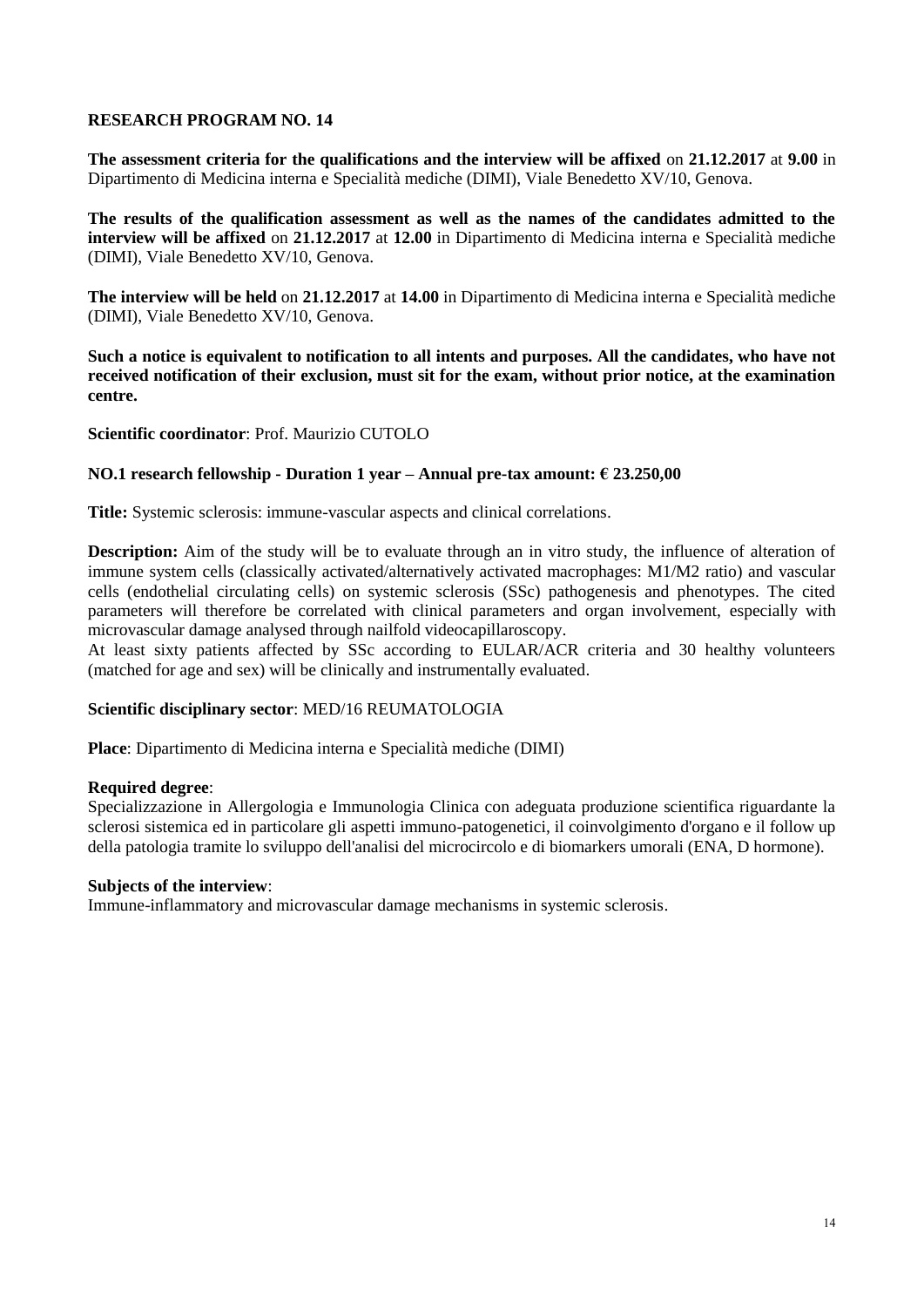## RESEARCH PROGRAM NO. 14

**The assessment criteria for the qualifications and the interview will be affixed** on **21.12.2017** at **9.00** in Dipartimento di Medicina interna e Specialità mediche (DIMI), Viale Benedetto XV/10, Genova.

**The results of the qualification assessment as well as the names of the candidates admitted to the interview will be affixed** on **21.12.2017** at **12.00** in Dipartimento di Medicina interna e Specialità mediche (DIMI), Viale Benedetto XV/10, Genova.

**The interview will be held** on **21.12.2017** at **14.00** in Dipartimento di Medicina interna e Specialità mediche (DIMI), Viale Benedetto XV/10, Genova.

**Such a notice is equivalent to notification to all intents and purposes. All the candidates, who have not received notification of their exclusion, must sit for the exam, without prior notice, at the examination centre.**

**Scientific coordinator**: Prof. Maurizio CUTOLO

**NO.1 research fellowship - Duration 1 year – Annual pre-tax amount: € 23.250,00**

**Title:** Systemic sclerosis: immune-vascular aspects and clinical correlations.

**Description:** Aim of the study will be to evaluate through an in vitro study, the influence of alteration of immune system cells (classically activated/alternatively activated macrophages: M1/M2 ratio) and vascular cells (endothelial circulating cells) on systemic sclerosis (SSc) pathogenesis and phenotypes. The cited parameters will therefore be correlated with clinical parameters and organ involvement, especially with microvascular damage analysed through nailfold videocapillaroscopy.
At least sixty patients affected by SSc according to EULAR/ACR criteria and 30 healthy volunteers (matched for age and sex) will be clinically and instrumentally evaluated.

**Scientific disciplinary sector**: MED/16 REUMATOLOGIA

**Place**: Dipartimento di Medicina interna e Specialità mediche (DIMI)

**Required degree**:
Specializzazione in Allergologia e Immunologia Clinica con adeguata produzione scientifica riguardante la sclerosi sistemica ed in particolare gli aspetti immuno-patogenetici, il coinvolgimento d'organo e il follow up della patologia tramite lo sviluppo dell'analisi del microcircolo e di biomarkers umorali (ENA, D hormone).

**Subjects of the interview**:
Immune-inflammatory and microvascular damage mechanisms in systemic sclerosis.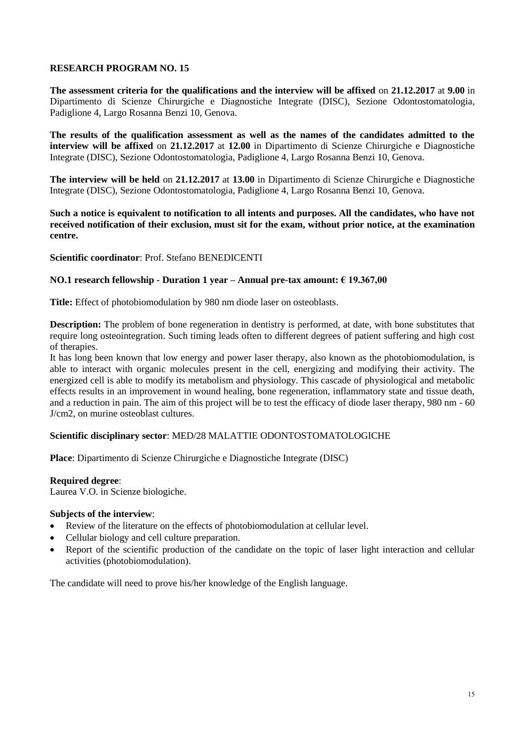## RESEARCH PROGRAM NO. 15

**The assessment criteria for the qualifications and the interview will be affixed** on **21.12.2017** at **9.00** in Dipartimento di Scienze Chirurgiche e Diagnostiche Integrate (DISC), Sezione Odontostomatologia, Padiglione 4, Largo Rosanna Benzi 10, Genova.

**The results of the qualification assessment as well as the names of the candidates admitted to the interview will be affixed** on **21.12.2017** at **12.00** in Dipartimento di Scienze Chirurgiche e Diagnostiche Integrate (DISC), Sezione Odontostomatologia, Padiglione 4, Largo Rosanna Benzi 10, Genova.

**The interview will be held** on **21.12.2017** at **13.00** in Dipartimento di Scienze Chirurgiche e Diagnostiche Integrate (DISC), Sezione Odontostomatologia, Padiglione 4, Largo Rosanna Benzi 10, Genova.

**Such a notice is equivalent to notification to all intents and purposes. All the candidates, who have not received notification of their exclusion, must sit for the exam, without prior notice, at the examination centre.**

**Scientific coordinator**: Prof. Stefano BENEDICENTI

**NO.1 research fellowship - Duration 1 year – Annual pre-tax amount: € 19.367,00**

**Title:** Effect of photobiomodulation by 980 nm diode laser on osteoblasts.

**Description:** The problem of bone regeneration in dentistry is performed, at date, with bone substitutes that require long osteointegration. Such timing leads often to different degrees of patient suffering and high cost of therapies.
It has long been known that low energy and power laser therapy, also known as the photobiomodulation, is able to interact with organic molecules present in the cell, energizing and modifying their activity. The energized cell is able to modify its metabolism and physiology. This cascade of physiological and metabolic effects results in an improvement in wound healing, bone regeneration, inflammatory state and tissue death, and a reduction in pain. The aim of this project will be to test the efficacy of diode laser therapy, 980 nm - 60 J/cm2, on murine osteoblast cultures.

**Scientific disciplinary sector**: MED/28 MALATTIE ODONTOSTOMATOLOGICHE

**Place**: Dipartimento di Scienze Chirurgiche e Diagnostiche Integrate (DISC)

**Required degree**:
Laurea V.O. in Scienze biologiche.

**Subjects of the interview**:

- Review of the literature on the effects of photobiomodulation at cellular level.
- Cellular biology and cell culture preparation.
- Report of the scientific production of the candidate on the topic of laser light interaction and cellular activities (photobiomodulation).

The candidate will need to prove his/her knowledge of the English language.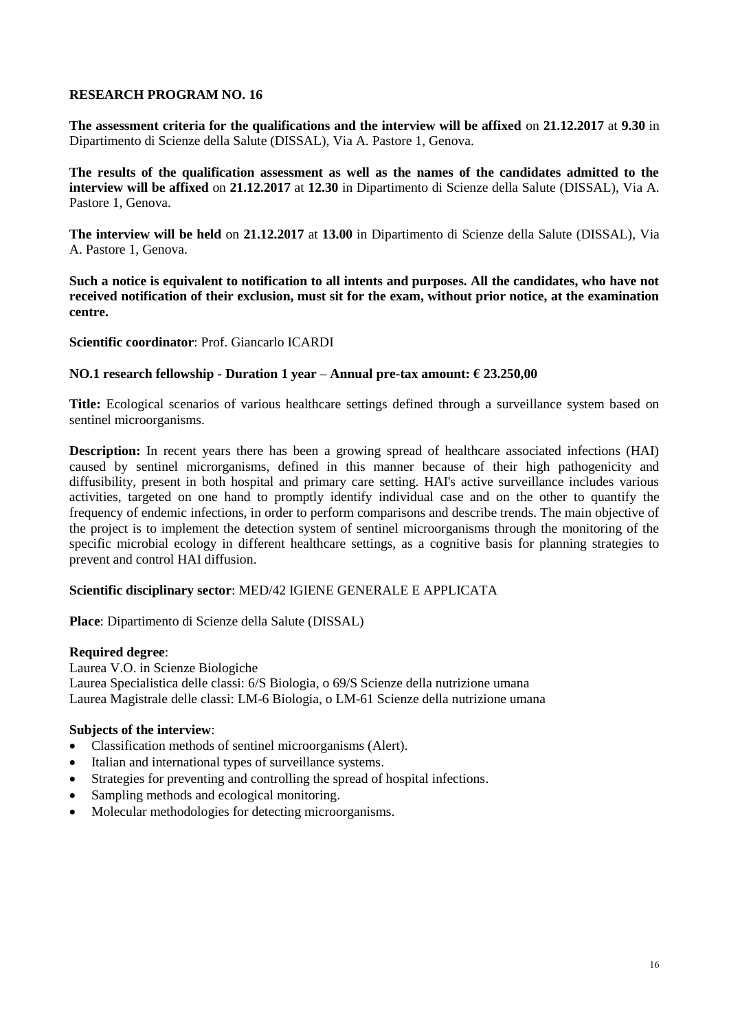**RESEARCH PROGRAM NO. 16**

**The assessment criteria for the qualifications and the interview will be affixed** on **21.12.2017** at **9.30** in Dipartimento di Scienze della Salute (DISSAL), Via A. Pastore 1, Genova.

**The results of the qualification assessment as well as the names of the candidates admitted to the interview will be affixed** on **21.12.2017** at **12.30** in Dipartimento di Scienze della Salute (DISSAL), Via A. Pastore 1, Genova.

**The interview will be held** on **21.12.2017** at **13.00** in Dipartimento di Scienze della Salute (DISSAL), Via A. Pastore 1, Genova.

**Such a notice is equivalent to notification to all intents and purposes. All the candidates, who have not received notification of their exclusion, must sit for the exam, without prior notice, at the examination centre.**

**Scientific coordinator**: Prof. Giancarlo ICARDI

**NO.1 research fellowship - Duration 1 year – Annual pre-tax amount: € 23.250,00**

**Title:** Ecological scenarios of various healthcare settings defined through a surveillance system based on sentinel microorganisms.

**Description:** In recent years there has been a growing spread of healthcare associated infections (HAI) caused by sentinel microrganisms, defined in this manner because of their high pathogenicity and diffusibility, present in both hospital and primary care setting. HAI's active surveillance includes various activities, targeted on one hand to promptly identify individual case and on the other to quantify the frequency of endemic infections, in order to perform comparisons and describe trends. The main objective of the project is to implement the detection system of sentinel microorganisms through the monitoring of the specific microbial ecology in different healthcare settings, as a cognitive basis for planning strategies to prevent and control HAI diffusion.

**Scientific disciplinary sector**: MED/42 IGIENE GENERALE E APPLICATA

**Place**: Dipartimento di Scienze della Salute (DISSAL)

**Required degree**:
Laurea V.O. in Scienze Biologiche
Laurea Specialistica delle classi: 6/S Biologia, o 69/S Scienze della nutrizione umana
Laurea Magistrale delle classi: LM-6 Biologia, o LM-61 Scienze della nutrizione umana

**Subjects of the interview**:

- Classification methods of sentinel microorganisms (Alert).
- Italian and international types of surveillance systems.
- Strategies for preventing and controlling the spread of hospital infections.
- Sampling methods and ecological monitoring.
- Molecular methodologies for detecting microorganisms.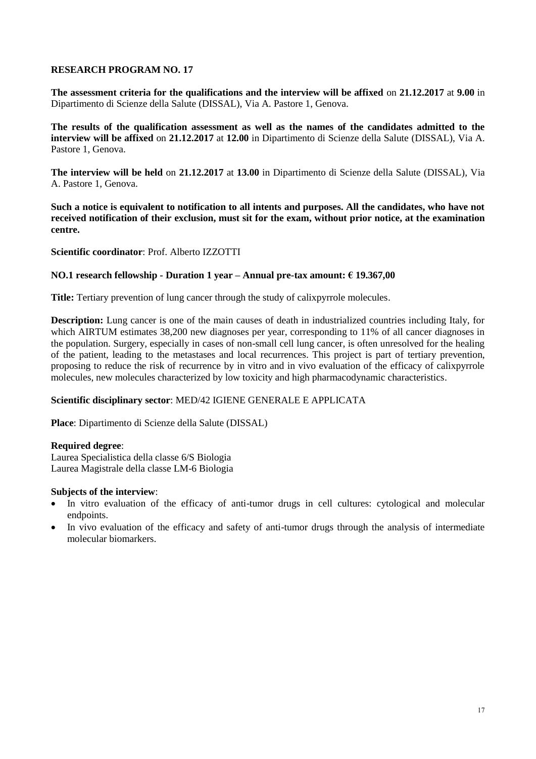**RESEARCH PROGRAM NO. 17**

**The assessment criteria for the qualifications and the interview will be affixed** on **21.12.2017** at **9.00** in Dipartimento di Scienze della Salute (DISSAL), Via A. Pastore 1, Genova.

**The results of the qualification assessment as well as the names of the candidates admitted to the interview will be affixed** on **21.12.2017** at **12.00** in Dipartimento di Scienze della Salute (DISSAL), Via A. Pastore 1, Genova.

**The interview will be held** on **21.12.2017** at **13.00** in Dipartimento di Scienze della Salute (DISSAL), Via A. Pastore 1, Genova.

**Such a notice is equivalent to notification to all intents and purposes. All the candidates, who have not received notification of their exclusion, must sit for the exam, without prior notice, at the examination centre.**

**Scientific coordinator**: Prof. Alberto IZZOTTI

**NO.1 research fellowship - Duration 1 year – Annual pre-tax amount: € 19.367,00**

**Title:** Tertiary prevention of lung cancer through the study of calixpyrrole molecules.

**Description:** Lung cancer is one of the main causes of death in industrialized countries including Italy, for which AIRTUM estimates 38,200 new diagnoses per year, corresponding to 11% of all cancer diagnoses in the population. Surgery, especially in cases of non-small cell lung cancer, is often unresolved for the healing of the patient, leading to the metastases and local recurrences. This project is part of tertiary prevention, proposing to reduce the risk of recurrence by in vitro and in vivo evaluation of the efficacy of calixpyrrole molecules, new molecules characterized by low toxicity and high pharmacodynamic characteristics.

**Scientific disciplinary sector**: MED/42 IGIENE GENERALE E APPLICATA

**Place**: Dipartimento di Scienze della Salute (DISSAL)

**Required degree**:
Laurea Specialistica della classe 6/S Biologia
Laurea Magistrale della classe LM-6 Biologia

**Subjects of the interview**:

- In vitro evaluation of the efficacy of anti-tumor drugs in cell cultures: cytological and molecular endpoints.
- In vivo evaluation of the efficacy and safety of anti-tumor drugs through the analysis of intermediate molecular biomarkers.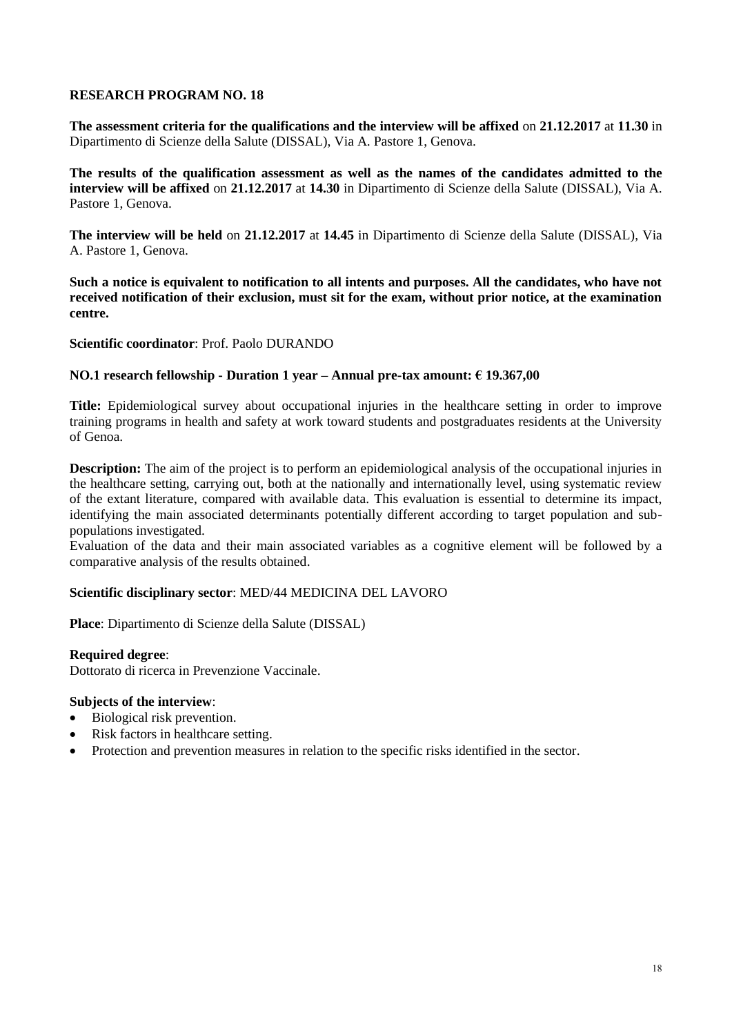## RESEARCH PROGRAM NO. 18

**The assessment criteria for the qualifications and the interview will be affixed** on **21.12.2017** at **11.30** in Dipartimento di Scienze della Salute (DISSAL), Via A. Pastore 1, Genova.

**The results of the qualification assessment as well as the names of the candidates admitted to the interview will be affixed** on **21.12.2017** at **14.30** in Dipartimento di Scienze della Salute (DISSAL), Via A. Pastore 1, Genova.

**The interview will be held** on **21.12.2017** at **14.45** in Dipartimento di Scienze della Salute (DISSAL), Via A. Pastore 1, Genova.

**Such a notice is equivalent to notification to all intents and purposes. All the candidates, who have not received notification of their exclusion, must sit for the exam, without prior notice, at the examination centre.**

**Scientific coordinator**: Prof. Paolo DURANDO

**NO.1 research fellowship - Duration 1 year – Annual pre-tax amount: € 19.367,00**

**Title:** Epidemiological survey about occupational injuries in the healthcare setting in order to improve training programs in health and safety at work toward students and postgraduates residents at the University of Genoa.

**Description:** The aim of the project is to perform an epidemiological analysis of the occupational injuries in the healthcare setting, carrying out, both at the nationally and internationally level, using systematic review of the extant literature, compared with available data. This evaluation is essential to determine its impact, identifying the main associated determinants potentially different according to target population and sub-populations investigated.
Evaluation of the data and their main associated variables as a cognitive element will be followed by a comparative analysis of the results obtained.

**Scientific disciplinary sector**: MED/44 MEDICINA DEL LAVORO

**Place**: Dipartimento di Scienze della Salute (DISSAL)

**Required degree**:
Dottorato di ricerca in Prevenzione Vaccinale.

**Subjects of the interview**:
- Biological risk prevention.
- Risk factors in healthcare setting.
- Protection and prevention measures in relation to the specific risks identified in the sector.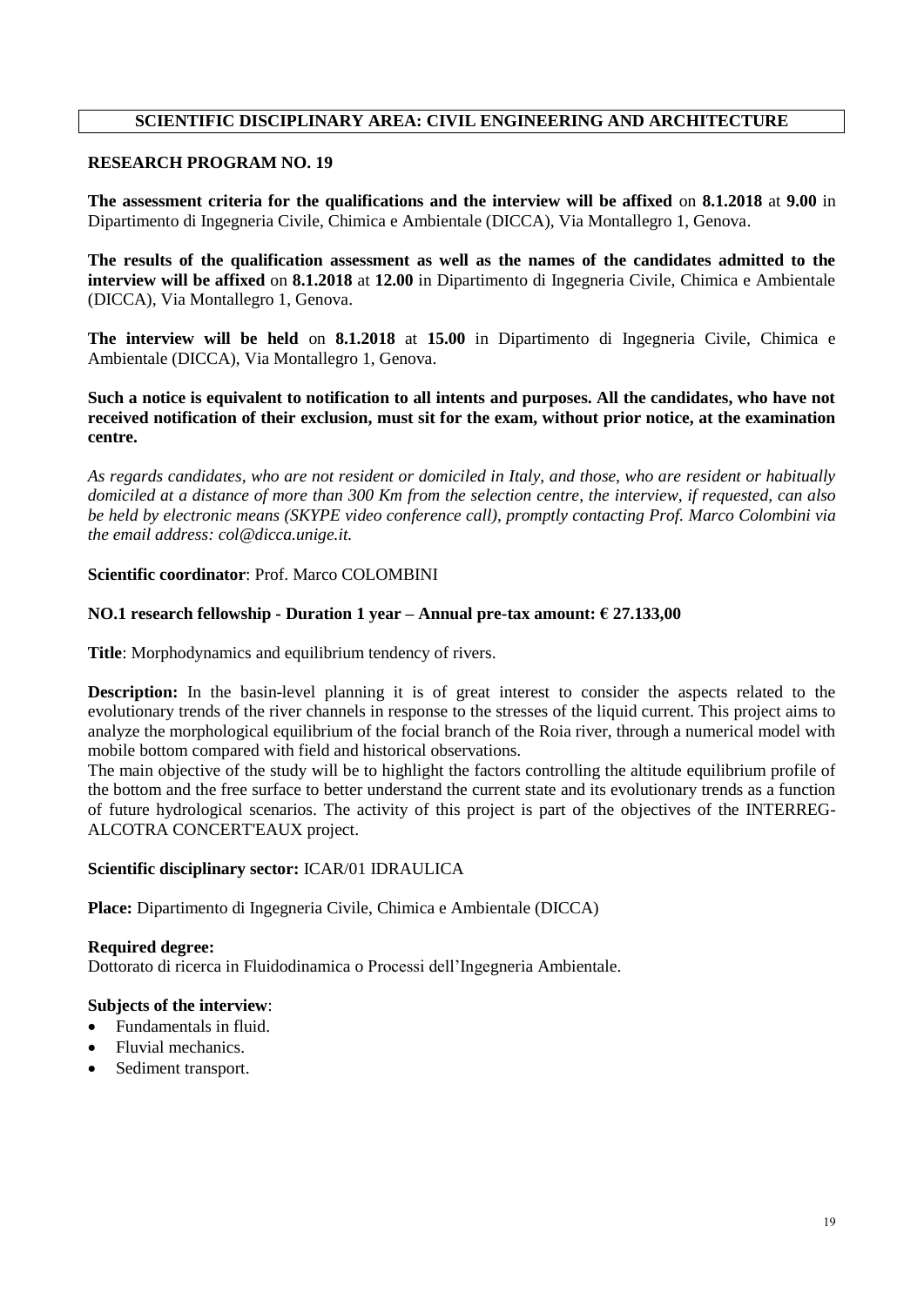## SCIENTIFIC DISCIPLINARY AREA: CIVIL ENGINEERING AND ARCHITECTURE

### RESEARCH PROGRAM NO. 19

**The assessment criteria for the qualifications and the interview will be affixed** on **8.1.2018** at **9.00** in Dipartimento di Ingegneria Civile, Chimica e Ambientale (DICCA), Via Montallegro 1, Genova.

**The results of the qualification assessment as well as the names of the candidates admitted to the interview will be affixed** on **8.1.2018** at **12.00** in Dipartimento di Ingegneria Civile, Chimica e Ambientale (DICCA), Via Montallegro 1, Genova.

**The interview will be held** on **8.1.2018** at **15.00** in Dipartimento di Ingegneria Civile, Chimica e Ambientale (DICCA), Via Montallegro 1, Genova.

**Such a notice is equivalent to notification to all intents and purposes. All the candidates, who have not received notification of their exclusion, must sit for the exam, without prior notice, at the examination centre.**

*As regards candidates, who are not resident or domiciled in Italy, and those, who are resident or habitually domiciled at a distance of more than 300 Km from the selection centre, the interview, if requested, can also be held by electronic means (SKYPE video conference call), promptly contacting Prof. Marco Colombini via the email address: col@dicca.unige.it.*

**Scientific coordinator**: Prof. Marco COLOMBINI

**NO.1 research fellowship - Duration 1 year – Annual pre-tax amount: € 27.133,00**

**Title**: Morphodynamics and equilibrium tendency of rivers.

**Description:** In the basin-level planning it is of great interest to consider the aspects related to the evolutionary trends of the river channels in response to the stresses of the liquid current. This project aims to analyze the morphological equilibrium of the focial branch of the Roia river, through a numerical model with mobile bottom compared with field and historical observations.

The main objective of the study will be to highlight the factors controlling the altitude equilibrium profile of the bottom and the free surface to better understand the current state and its evolutionary trends as a function of future hydrological scenarios. The activity of this project is part of the objectives of the INTERREG-ALCOTRA CONCERT'EAUX project.

**Scientific disciplinary sector:** ICAR/01 IDRAULICA

**Place:** Dipartimento di Ingegneria Civile, Chimica e Ambientale (DICCA)

**Required degree:**
Dottorato di ricerca in Fluidodinamica o Processi dell'Ingegneria Ambientale.

**Subjects of the interview**:

- Fundamentals in fluid.
- Fluvial mechanics.
- Sediment transport.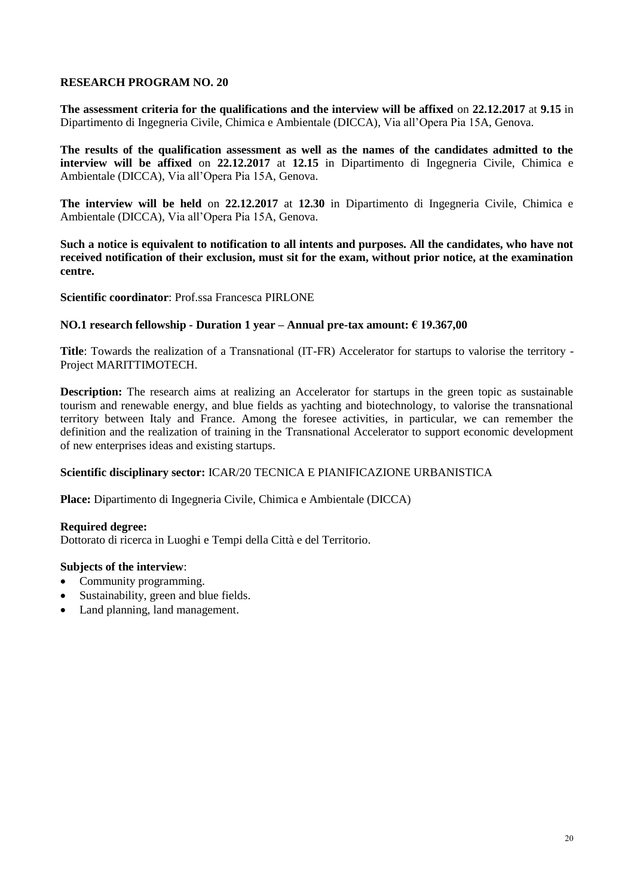## RESEARCH PROGRAM NO. 20

**The assessment criteria for the qualifications and the interview will be affixed** on **22.12.2017** at **9.15** in Dipartimento di Ingegneria Civile, Chimica e Ambientale (DICCA), Via all'Opera Pia 15A, Genova.

**The results of the qualification assessment as well as the names of the candidates admitted to the interview will be affixed** on **22.12.2017** at **12.15** in Dipartimento di Ingegneria Civile, Chimica e Ambientale (DICCA), Via all'Opera Pia 15A, Genova.

**The interview will be held** on **22.12.2017** at **12.30** in Dipartimento di Ingegneria Civile, Chimica e Ambientale (DICCA), Via all'Opera Pia 15A, Genova.

**Such a notice is equivalent to notification to all intents and purposes. All the candidates, who have not received notification of their exclusion, must sit for the exam, without prior notice, at the examination centre.**

**Scientific coordinator**: Prof.ssa Francesca PIRLONE

**NO.1 research fellowship - Duration 1 year – Annual pre-tax amount: € 19.367,00**

**Title**: Towards the realization of a Transnational (IT-FR) Accelerator for startups to valorise the territory - Project MARITTIMOTECH.

**Description:** The research aims at realizing an Accelerator for startups in the green topic as sustainable tourism and renewable energy, and blue fields as yachting and biotechnology, to valorise the transnational territory between Italy and France. Among the foresee activities, in particular, we can remember the definition and the realization of training in the Transnational Accelerator to support economic development of new enterprises ideas and existing startups.

**Scientific disciplinary sector:** ICAR/20 TECNICA E PIANIFICAZIONE URBANISTICA

**Place:** Dipartimento di Ingegneria Civile, Chimica e Ambientale (DICCA)

**Required degree:**
Dottorato di ricerca in Luoghi e Tempi della Città e del Territorio.

**Subjects of the interview**:

- Community programming.
- Sustainability, green and blue fields.
- Land planning, land management.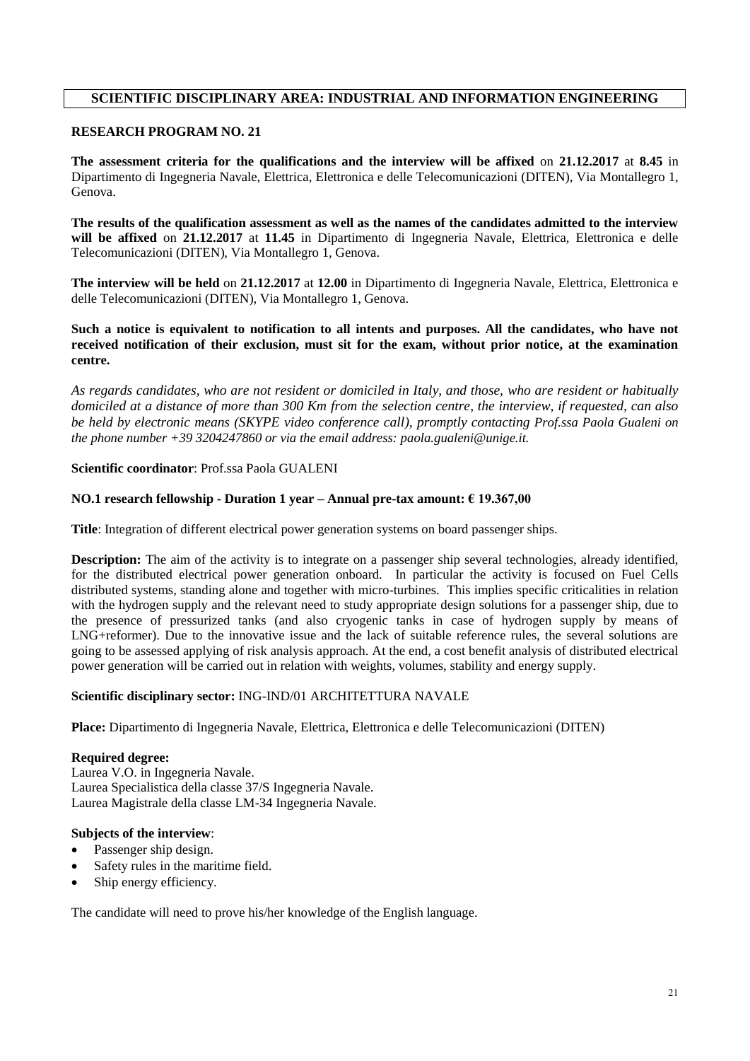## SCIENTIFIC DISCIPLINARY AREA: INDUSTRIAL AND INFORMATION ENGINEERING

**RESEARCH PROGRAM NO. 21**

**The assessment criteria for the qualifications and the interview will be affixed** on **21.12.2017** at **8.45** in Dipartimento di Ingegneria Navale, Elettrica, Elettronica e delle Telecomunicazioni (DITEN), Via Montallegro 1, Genova.

**The results of the qualification assessment as well as the names of the candidates admitted to the interview will be affixed** on **21.12.2017** at **11.45** in Dipartimento di Ingegneria Navale, Elettrica, Elettronica e delle Telecomunicazioni (DITEN), Via Montallegro 1, Genova.

**The interview will be held** on **21.12.2017** at **12.00** in Dipartimento di Ingegneria Navale, Elettrica, Elettronica e delle Telecomunicazioni (DITEN), Via Montallegro 1, Genova.

**Such a notice is equivalent to notification to all intents and purposes. All the candidates, who have not received notification of their exclusion, must sit for the exam, without prior notice, at the examination centre.**

*As regards candidates, who are not resident or domiciled in Italy, and those, who are resident or habitually domiciled at a distance of more than 300 Km from the selection centre, the interview, if requested, can also be held by electronic means (SKYPE video conference call), promptly contacting Prof.ssa Paola Gualeni on the phone number +39 3204247860 or via the email address: paola.gualeni@unige.it.*

**Scientific coordinator**: Prof.ssa Paola GUALENI

**NO.1 research fellowship - Duration 1 year – Annual pre-tax amount: € 19.367,00**

**Title**: Integration of different electrical power generation systems on board passenger ships.

**Description:** The aim of the activity is to integrate on a passenger ship several technologies, already identified, for the distributed electrical power generation onboard. In particular the activity is focused on Fuel Cells distributed systems, standing alone and together with micro-turbines. This implies specific criticalities in relation with the hydrogen supply and the relevant need to study appropriate design solutions for a passenger ship, due to the presence of pressurized tanks (and also cryogenic tanks in case of hydrogen supply by means of LNG+reformer). Due to the innovative issue and the lack of suitable reference rules, the several solutions are going to be assessed applying of risk analysis approach. At the end, a cost benefit analysis of distributed electrical power generation will be carried out in relation with weights, volumes, stability and energy supply.

**Scientific disciplinary sector:** ING-IND/01 ARCHITETTURA NAVALE

**Place:** Dipartimento di Ingegneria Navale, Elettrica, Elettronica e delle Telecomunicazioni (DITEN)

**Required degree:**
Laurea V.O. in Ingegneria Navale.
Laurea Specialistica della classe 37/S Ingegneria Navale.
Laurea Magistrale della classe LM-34 Ingegneria Navale.

**Subjects of the interview**:

- Passenger ship design.
- Safety rules in the maritime field.
- Ship energy efficiency.

The candidate will need to prove his/her knowledge of the English language.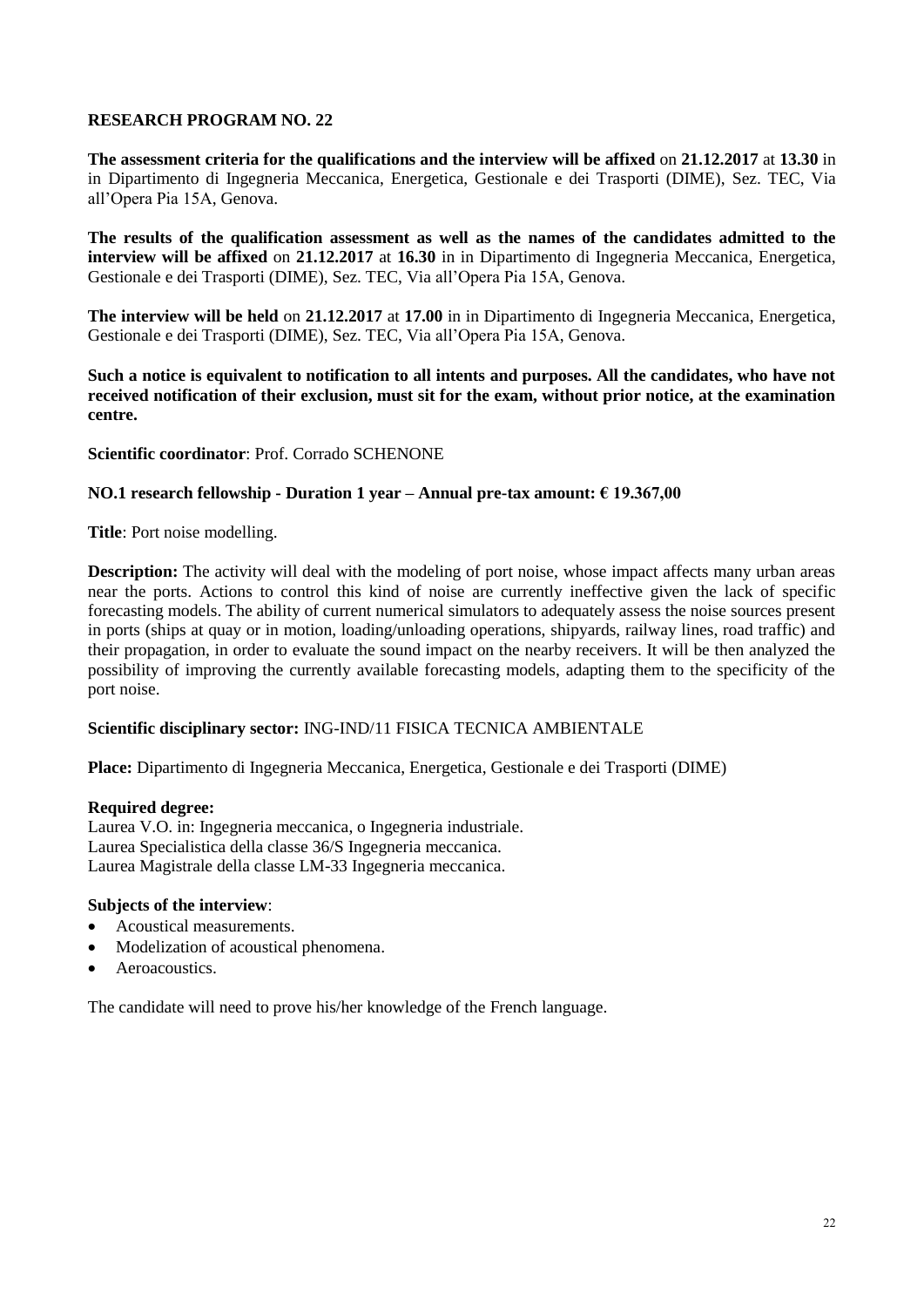## RESEARCH PROGRAM NO. 22

**The assessment criteria for the qualifications and the interview will be affixed** on **21.12.2017** at **13.30** in in Dipartimento di Ingegneria Meccanica, Energetica, Gestionale e dei Trasporti (DIME), Sez. TEC, Via all'Opera Pia 15A, Genova.

**The results of the qualification assessment as well as the names of the candidates admitted to the interview will be affixed** on **21.12.2017** at **16.30** in in Dipartimento di Ingegneria Meccanica, Energetica, Gestionale e dei Trasporti (DIME), Sez. TEC, Via all'Opera Pia 15A, Genova.

**The interview will be held** on **21.12.2017** at **17.00** in in Dipartimento di Ingegneria Meccanica, Energetica, Gestionale e dei Trasporti (DIME), Sez. TEC, Via all'Opera Pia 15A, Genova.

**Such a notice is equivalent to notification to all intents and purposes. All the candidates, who have not received notification of their exclusion, must sit for the exam, without prior notice, at the examination centre.**

**Scientific coordinator**: Prof. Corrado SCHENONE

**NO.1 research fellowship - Duration 1 year – Annual pre-tax amount: € 19.367,00**

**Title**: Port noise modelling.

**Description:** The activity will deal with the modeling of port noise, whose impact affects many urban areas near the ports. Actions to control this kind of noise are currently ineffective given the lack of specific forecasting models. The ability of current numerical simulators to adequately assess the noise sources present in ports (ships at quay or in motion, loading/unloading operations, shipyards, railway lines, road traffic) and their propagation, in order to evaluate the sound impact on the nearby receivers. It will be then analyzed the possibility of improving the currently available forecasting models, adapting them to the specificity of the port noise.

**Scientific disciplinary sector:** ING-IND/11 FISICA TECNICA AMBIENTALE

**Place:** Dipartimento di Ingegneria Meccanica, Energetica, Gestionale e dei Trasporti (DIME)

**Required degree:**
Laurea V.O. in: Ingegneria meccanica, o Ingegneria industriale.
Laurea Specialistica della classe 36/S Ingegneria meccanica.
Laurea Magistrale della classe LM-33 Ingegneria meccanica.

**Subjects of the interview**:

- Acoustical measurements.
- Modelization of acoustical phenomena.
- Aeroacoustics.

The candidate will need to prove his/her knowledge of the French language.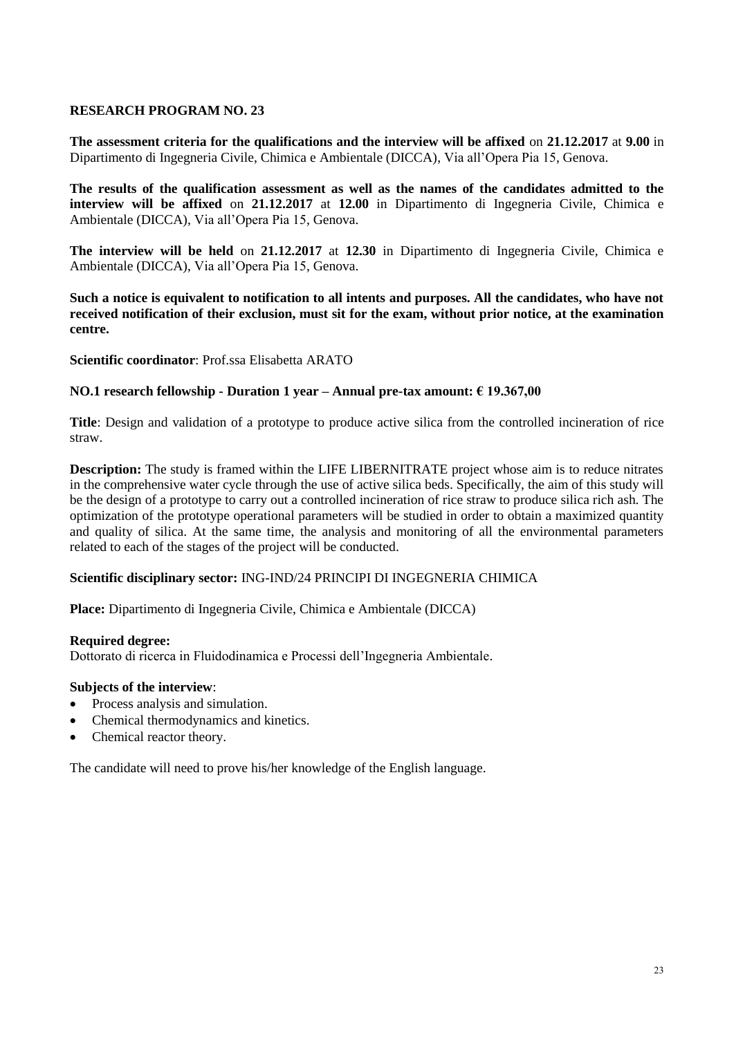## RESEARCH PROGRAM NO. 23

**The assessment criteria for the qualifications and the interview will be affixed** on **21.12.2017** at **9.00** in Dipartimento di Ingegneria Civile, Chimica e Ambientale (DICCA), Via all'Opera Pia 15, Genova.

**The results of the qualification assessment as well as the names of the candidates admitted to the interview will be affixed** on **21.12.2017** at **12.00** in Dipartimento di Ingegneria Civile, Chimica e Ambientale (DICCA), Via all'Opera Pia 15, Genova.

**The interview will be held** on **21.12.2017** at **12.30** in Dipartimento di Ingegneria Civile, Chimica e Ambientale (DICCA), Via all'Opera Pia 15, Genova.

**Such a notice is equivalent to notification to all intents and purposes. All the candidates, who have not received notification of their exclusion, must sit for the exam, without prior notice, at the examination centre.**

**Scientific coordinator**: Prof.ssa Elisabetta ARATO

**NO.1 research fellowship - Duration 1 year – Annual pre-tax amount: € 19.367,00**

**Title**: Design and validation of a prototype to produce active silica from the controlled incineration of rice straw.

**Description:** The study is framed within the LIFE LIBERNITRATE project whose aim is to reduce nitrates in the comprehensive water cycle through the use of active silica beds. Specifically, the aim of this study will be the design of a prototype to carry out a controlled incineration of rice straw to produce silica rich ash. The optimization of the prototype operational parameters will be studied in order to obtain a maximized quantity and quality of silica. At the same time, the analysis and monitoring of all the environmental parameters related to each of the stages of the project will be conducted.

**Scientific disciplinary sector:** ING-IND/24 PRINCIPI DI INGEGNERIA CHIMICA

**Place:** Dipartimento di Ingegneria Civile, Chimica e Ambientale (DICCA)

**Required degree:**
Dottorato di ricerca in Fluidodinamica e Processi dell'Ingegneria Ambientale.

**Subjects of the interview**:

- Process analysis and simulation.
- Chemical thermodynamics and kinetics.
- Chemical reactor theory.

The candidate will need to prove his/her knowledge of the English language.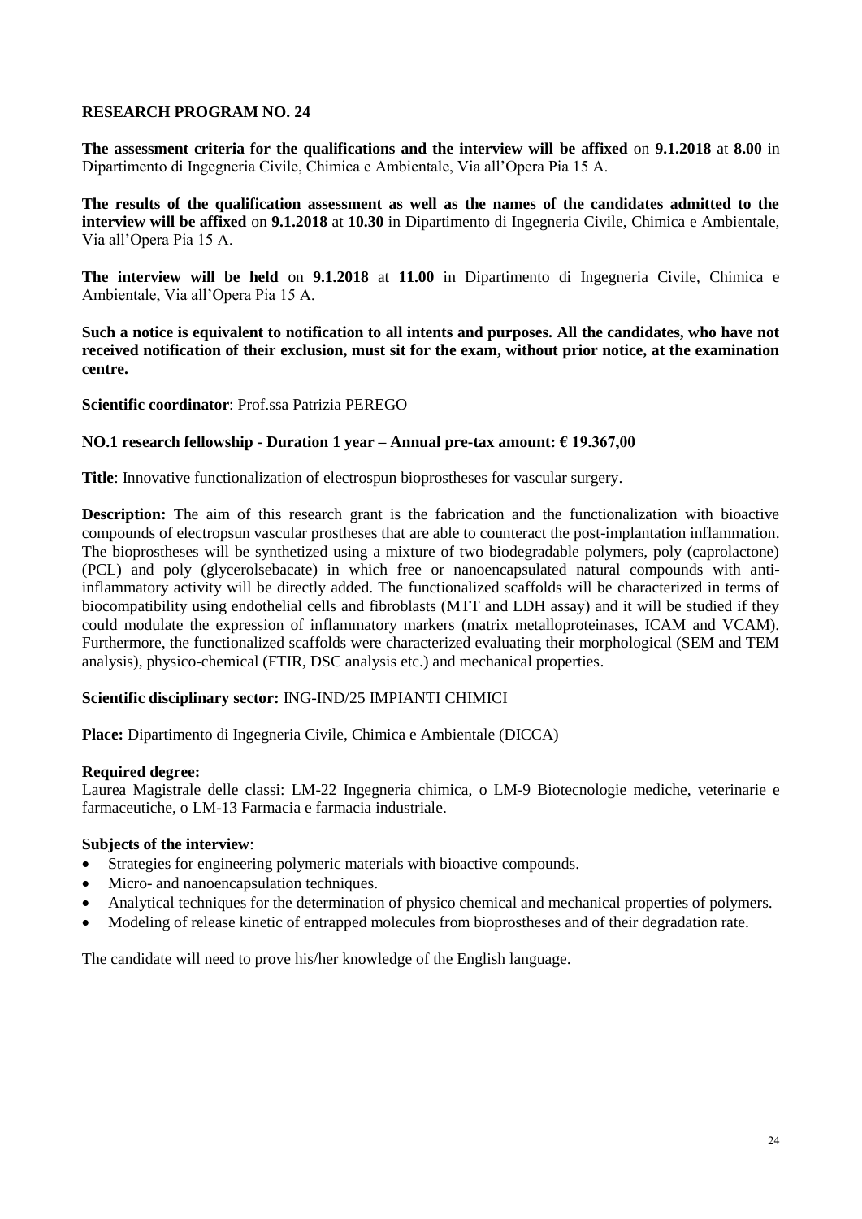## RESEARCH PROGRAM NO. 24

**The assessment criteria for the qualifications and the interview will be affixed** on **9.1.2018** at **8.00** in Dipartimento di Ingegneria Civile, Chimica e Ambientale, Via all'Opera Pia 15 A.

**The results of the qualification assessment as well as the names of the candidates admitted to the interview will be affixed** on **9.1.2018** at **10.30** in Dipartimento di Ingegneria Civile, Chimica e Ambientale, Via all'Opera Pia 15 A.

**The interview will be held** on **9.1.2018** at **11.00** in Dipartimento di Ingegneria Civile, Chimica e Ambientale, Via all'Opera Pia 15 A.

**Such a notice is equivalent to notification to all intents and purposes. All the candidates, who have not received notification of their exclusion, must sit for the exam, without prior notice, at the examination centre.**

**Scientific coordinator**: Prof.ssa Patrizia PEREGO

**NO.1 research fellowship - Duration 1 year – Annual pre-tax amount: € 19.367,00**

**Title**: Innovative functionalization of electrospun bioprostheses for vascular surgery.

**Description:** The aim of this research grant is the fabrication and the functionalization with bioactive compounds of electropsun vascular prostheses that are able to counteract the post-implantation inflammation. The bioprostheses will be synthetized using a mixture of two biodegradable polymers, poly (caprolactone) (PCL) and poly (glycerolsebacate) in which free or nanoencapsulated natural compounds with anti-inflammatory activity will be directly added. The functionalized scaffolds will be characterized in terms of biocompatibility using endothelial cells and fibroblasts (MTT and LDH assay) and it will be studied if they could modulate the expression of inflammatory markers (matrix metalloproteinases, ICAM and VCAM). Furthermore, the functionalized scaffolds were characterized evaluating their morphological (SEM and TEM analysis), physico-chemical (FTIR, DSC analysis etc.) and mechanical properties.

**Scientific disciplinary sector:** ING-IND/25 IMPIANTI CHIMICI

**Place:** Dipartimento di Ingegneria Civile, Chimica e Ambientale (DICCA)

**Required degree:**
Laurea Magistrale delle classi: LM-22 Ingegneria chimica, o LM-9 Biotecnologie mediche, veterinarie e farmaceutiche, o LM-13 Farmacia e farmacia industriale.

**Subjects of the interview**:

- Strategies for engineering polymeric materials with bioactive compounds.
- Micro- and nanoencapsulation techniques.
- Analytical techniques for the determination of physico chemical and mechanical properties of polymers.
- Modeling of release kinetic of entrapped molecules from bioprostheses and of their degradation rate.

The candidate will need to prove his/her knowledge of the English language.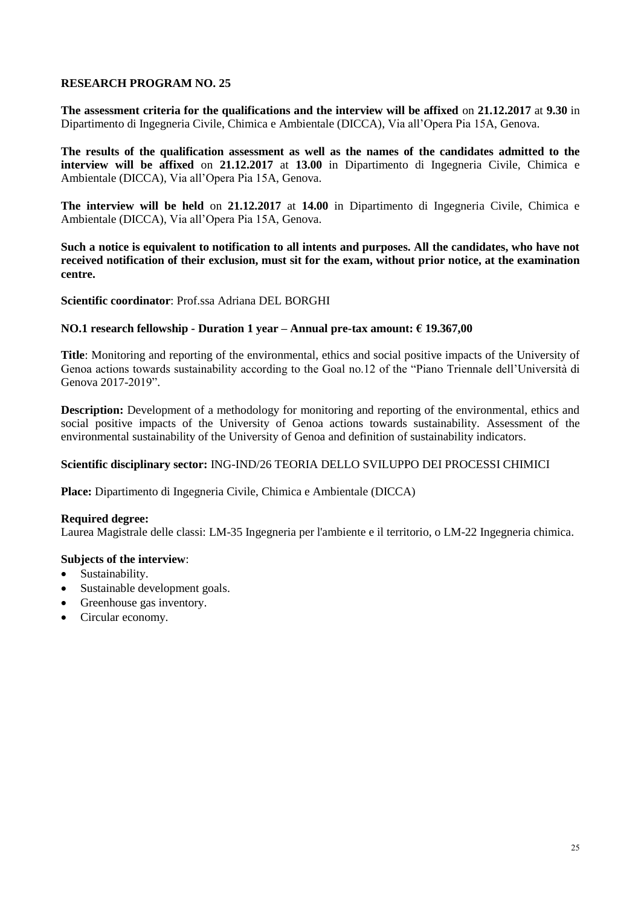## RESEARCH PROGRAM NO. 25

**The assessment criteria for the qualifications and the interview will be affixed** on **21.12.2017** at **9.30** in Dipartimento di Ingegneria Civile, Chimica e Ambientale (DICCA), Via all'Opera Pia 15A, Genova.

**The results of the qualification assessment as well as the names of the candidates admitted to the interview will be affixed** on **21.12.2017** at **13.00** in Dipartimento di Ingegneria Civile, Chimica e Ambientale (DICCA), Via all'Opera Pia 15A, Genova.

**The interview will be held** on **21.12.2017** at **14.00** in Dipartimento di Ingegneria Civile, Chimica e Ambientale (DICCA), Via all'Opera Pia 15A, Genova.

**Such a notice is equivalent to notification to all intents and purposes. All the candidates, who have not received notification of their exclusion, must sit for the exam, without prior notice, at the examination centre.**

**Scientific coordinator**: Prof.ssa Adriana DEL BORGHI

**NO.1 research fellowship - Duration 1 year – Annual pre-tax amount: € 19.367,00**

**Title**: Monitoring and reporting of the environmental, ethics and social positive impacts of the University of Genoa actions towards sustainability according to the Goal no.12 of the "Piano Triennale dell'Università di Genova 2017-2019".

**Description:** Development of a methodology for monitoring and reporting of the environmental, ethics and social positive impacts of the University of Genoa actions towards sustainability. Assessment of the environmental sustainability of the University of Genoa and definition of sustainability indicators.

**Scientific disciplinary sector:** ING-IND/26 TEORIA DELLO SVILUPPO DEI PROCESSI CHIMICI

**Place:** Dipartimento di Ingegneria Civile, Chimica e Ambientale (DICCA)

**Required degree:**
Laurea Magistrale delle classi: LM-35 Ingegneria per l'ambiente e il territorio, o LM-22 Ingegneria chimica.

**Subjects of the interview**:

- Sustainability.
- Sustainable development goals.
- Greenhouse gas inventory.
- Circular economy.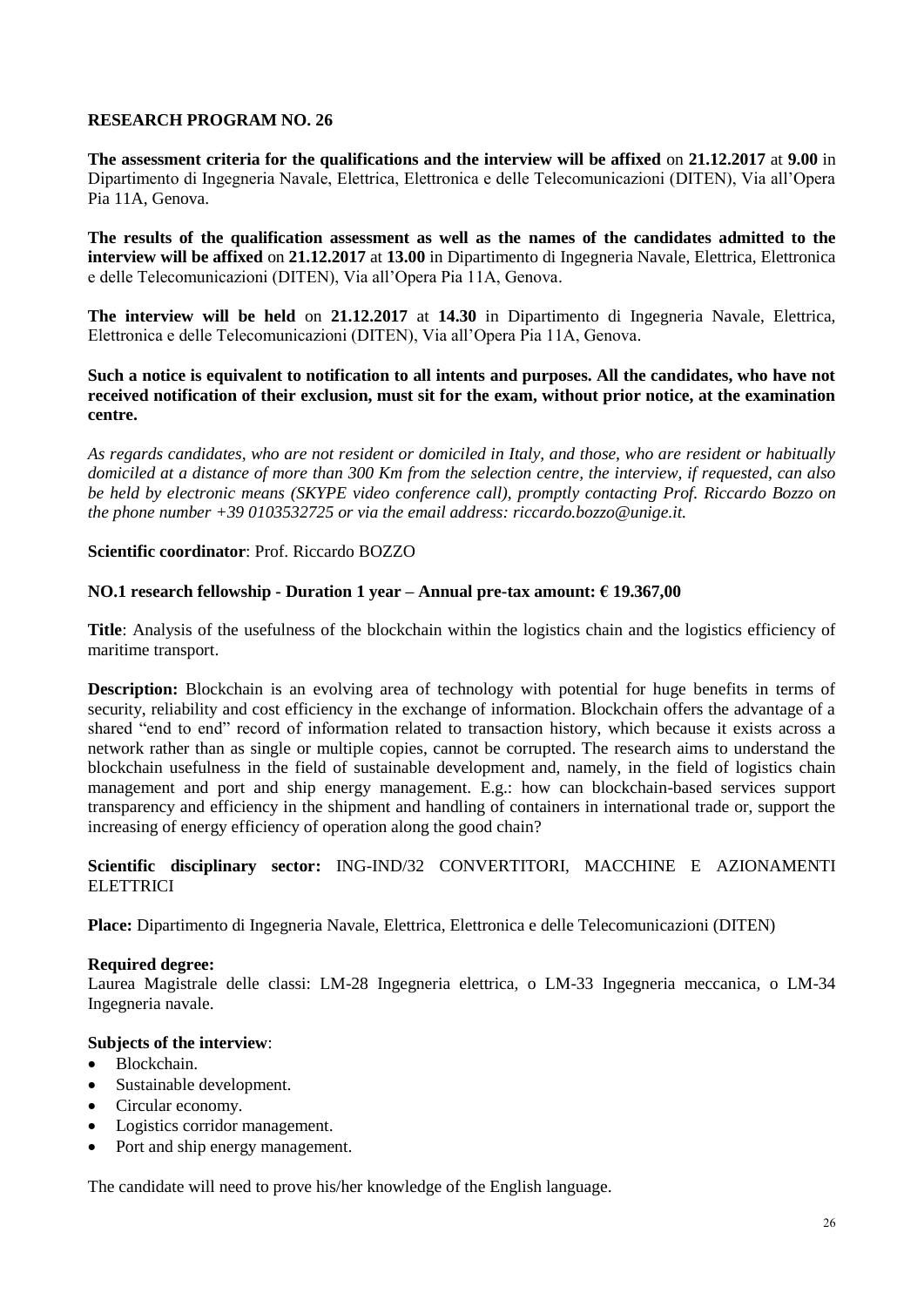**RESEARCH PROGRAM NO. 26**

**The assessment criteria for the qualifications and the interview will be affixed** on **21.12.2017** at **9.00** in Dipartimento di Ingegneria Navale, Elettrica, Elettronica e delle Telecomunicazioni (DITEN), Via all'Opera Pia 11A, Genova.

**The results of the qualification assessment as well as the names of the candidates admitted to the interview will be affixed** on **21.12.2017** at **13.00** in Dipartimento di Ingegneria Navale, Elettrica, Elettronica e delle Telecomunicazioni (DITEN), Via all'Opera Pia 11A, Genova.

**The interview will be held** on **21.12.2017** at **14.30** in Dipartimento di Ingegneria Navale, Elettrica, Elettronica e delle Telecomunicazioni (DITEN), Via all'Opera Pia 11A, Genova.

**Such a notice is equivalent to notification to all intents and purposes. All the candidates, who have not received notification of their exclusion, must sit for the exam, without prior notice, at the examination centre.**

*As regards candidates, who are not resident or domiciled in Italy, and those, who are resident or habitually domiciled at a distance of more than 300 Km from the selection centre, the interview, if requested, can also be held by electronic means (SKYPE video conference call), promptly contacting Prof. Riccardo Bozzo on the phone number +39 0103532725 or via the email address: riccardo.bozzo@unige.it.*

**Scientific coordinator**: Prof. Riccardo BOZZO

**NO.1 research fellowship - Duration 1 year – Annual pre-tax amount: € 19.367,00**

**Title**: Analysis of the usefulness of the blockchain within the logistics chain and the logistics efficiency of maritime transport.

**Description:** Blockchain is an evolving area of technology with potential for huge benefits in terms of security, reliability and cost efficiency in the exchange of information. Blockchain offers the advantage of a shared "end to end" record of information related to transaction history, which because it exists across a network rather than as single or multiple copies, cannot be corrupted. The research aims to understand the blockchain usefulness in the field of sustainable development and, namely, in the field of logistics chain management and port and ship energy management. E.g.: how can blockchain-based services support transparency and efficiency in the shipment and handling of containers in international trade or, support the increasing of energy efficiency of operation along the good chain?

**Scientific disciplinary sector:** ING-IND/32 CONVERTITORI, MACCHINE E AZIONAMENTI ELETTRICI

**Place:** Dipartimento di Ingegneria Navale, Elettrica, Elettronica e delle Telecomunicazioni (DITEN)

**Required degree:**
Laurea Magistrale delle classi: LM-28 Ingegneria elettrica, o LM-33 Ingegneria meccanica, o LM-34 Ingegneria navale.

**Subjects of the interview**:

- Blockchain.
- Sustainable development.
- Circular economy.
- Logistics corridor management.
- Port and ship energy management.

The candidate will need to prove his/her knowledge of the English language.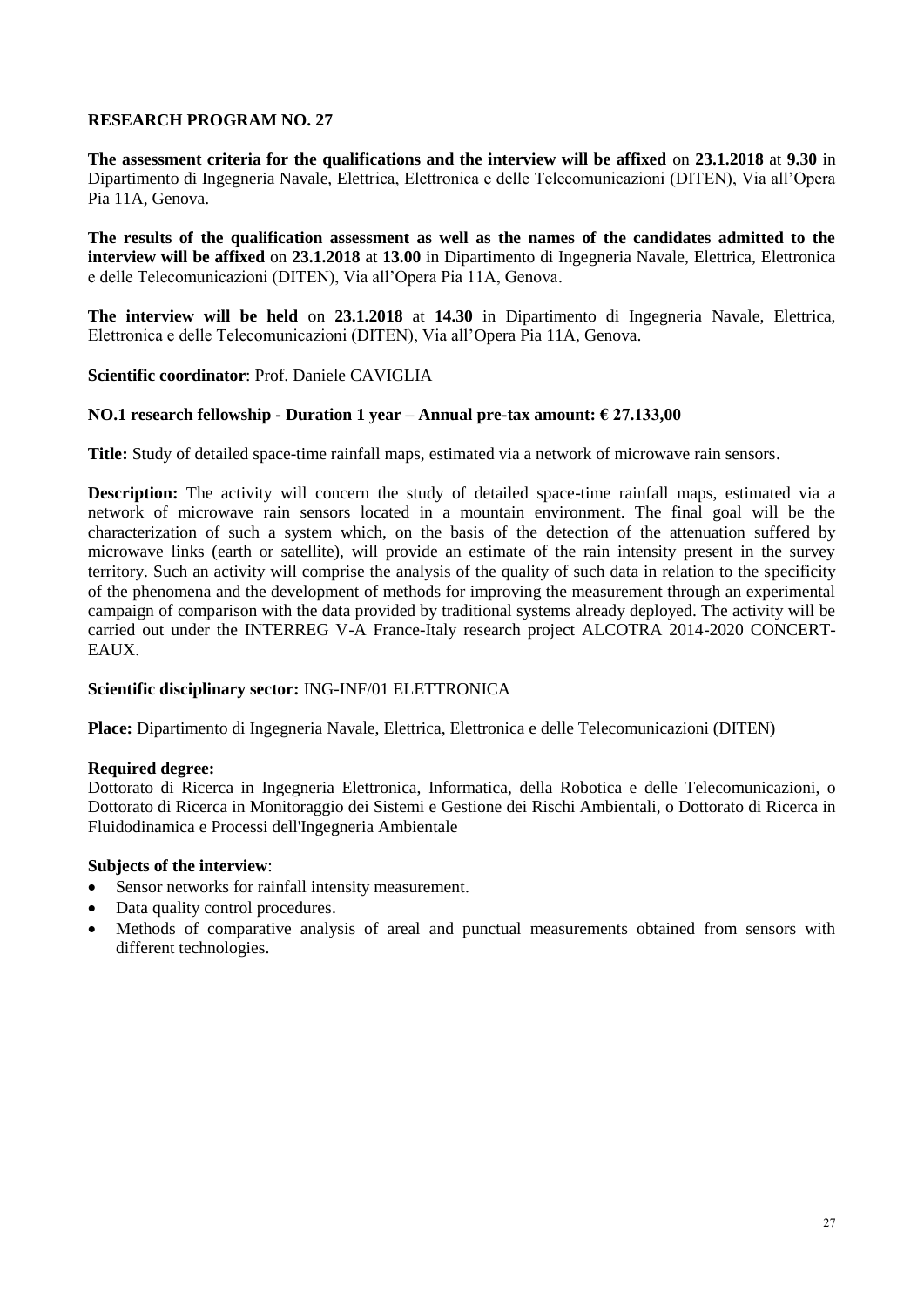## RESEARCH PROGRAM NO. 27

**The assessment criteria for the qualifications and the interview will be affixed** on **23.1.2018** at **9.30** in Dipartimento di Ingegneria Navale, Elettrica, Elettronica e delle Telecomunicazioni (DITEN), Via all'Opera Pia 11A, Genova.

**The results of the qualification assessment as well as the names of the candidates admitted to the interview will be affixed** on **23.1.2018** at **13.00** in Dipartimento di Ingegneria Navale, Elettrica, Elettronica e delle Telecomunicazioni (DITEN), Via all'Opera Pia 11A, Genova.

**The interview will be held** on **23.1.2018** at **14.30** in Dipartimento di Ingegneria Navale, Elettrica, Elettronica e delle Telecomunicazioni (DITEN), Via all'Opera Pia 11A, Genova.

**Scientific coordinator**: Prof. Daniele CAVIGLIA

### NO.1 research fellowship - Duration 1 year – Annual pre-tax amount: € 27.133,00

**Title:** Study of detailed space-time rainfall maps, estimated via a network of microwave rain sensors.

**Description:** The activity will concern the study of detailed space-time rainfall maps, estimated via a network of microwave rain sensors located in a mountain environment. The final goal will be the characterization of such a system which, on the basis of the detection of the attenuation suffered by microwave links (earth or satellite), will provide an estimate of the rain intensity present in the survey territory. Such an activity will comprise the analysis of the quality of such data in relation to the specificity of the phenomena and the development of methods for improving the measurement through an experimental campaign of comparison with the data provided by traditional systems already deployed. The activity will be carried out under the INTERREG V-A France-Italy research project ALCOTRA 2014-2020 CONCERT-EAUX.

**Scientific disciplinary sector:** ING-INF/01 ELETTRONICA

**Place:** Dipartimento di Ingegneria Navale, Elettrica, Elettronica e delle Telecomunicazioni (DITEN)

**Required degree:**
Dottorato di Ricerca in Ingegneria Elettronica, Informatica, della Robotica e delle Telecomunicazioni, o Dottorato di Ricerca in Monitoraggio dei Sistemi e Gestione dei Rischi Ambientali, o Dottorato di Ricerca in Fluidodinamica e Processi dell'Ingegneria Ambientale

**Subjects of the interview**:
- Sensor networks for rainfall intensity measurement.
- Data quality control procedures.
- Methods of comparative analysis of areal and punctual measurements obtained from sensors with different technologies.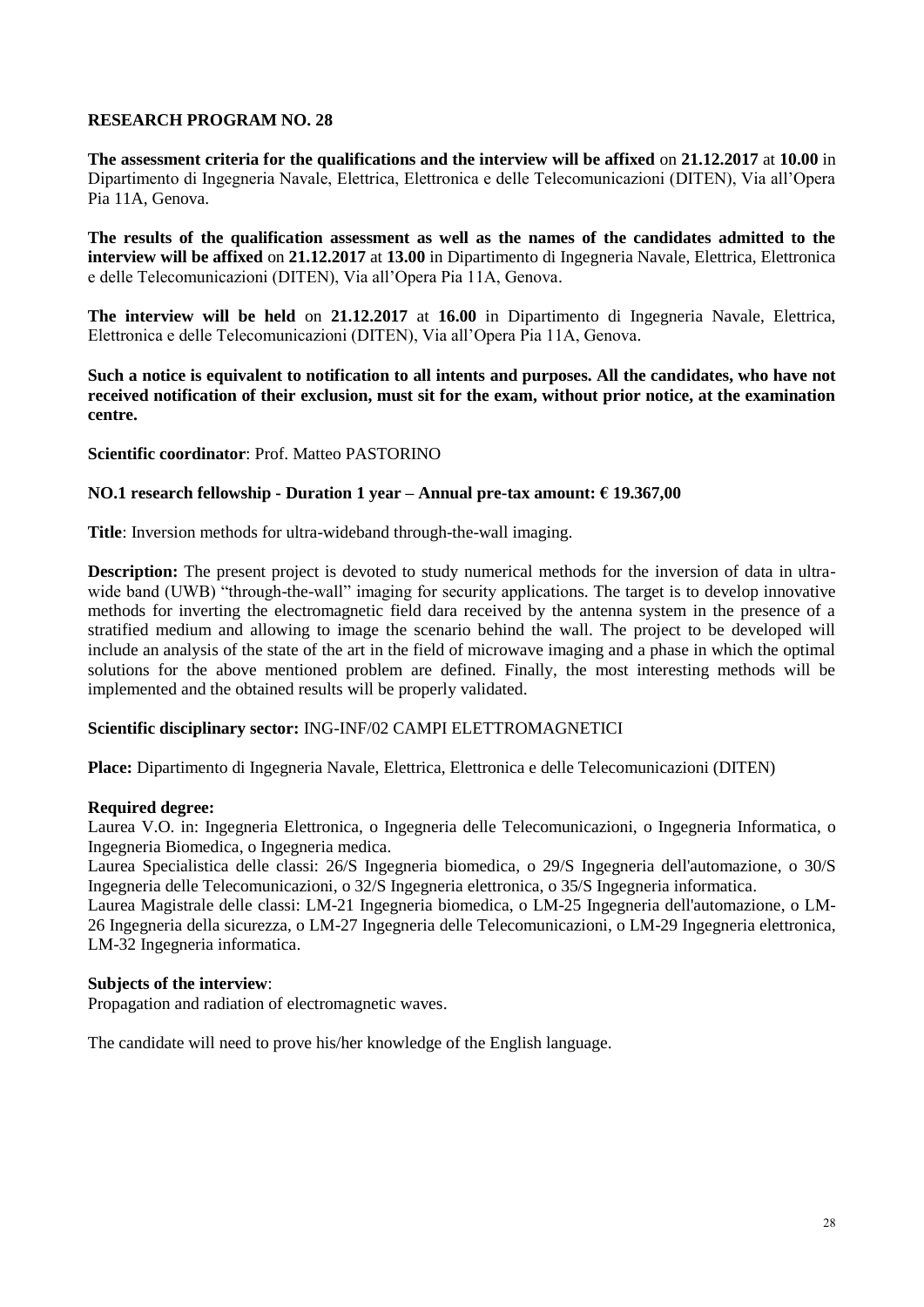## RESEARCH PROGRAM NO. 28

**The assessment criteria for the qualifications and the interview will be affixed** on **21.12.2017** at **10.00** in Dipartimento di Ingegneria Navale, Elettrica, Elettronica e delle Telecomunicazioni (DITEN), Via all'Opera Pia 11A, Genova.

**The results of the qualification assessment as well as the names of the candidates admitted to the interview will be affixed** on **21.12.2017** at **13.00** in Dipartimento di Ingegneria Navale, Elettrica, Elettronica e delle Telecomunicazioni (DITEN), Via all'Opera Pia 11A, Genova.

**The interview will be held** on **21.12.2017** at **16.00** in Dipartimento di Ingegneria Navale, Elettrica, Elettronica e delle Telecomunicazioni (DITEN), Via all'Opera Pia 11A, Genova.

**Such a notice is equivalent to notification to all intents and purposes. All the candidates, who have not received notification of their exclusion, must sit for the exam, without prior notice, at the examination centre.**

**Scientific coordinator**: Prof. Matteo PASTORINO

**NO.1 research fellowship - Duration 1 year – Annual pre-tax amount: € 19.367,00**

**Title**: Inversion methods for ultra-wideband through-the-wall imaging.

**Description:** The present project is devoted to study numerical methods for the inversion of data in ultra-wide band (UWB) "through-the-wall" imaging for security applications. The target is to develop innovative methods for inverting the electromagnetic field dara received by the antenna system in the presence of a stratified medium and allowing to image the scenario behind the wall. The project to be developed will include an analysis of the state of the art in the field of microwave imaging and a phase in which the optimal solutions for the above mentioned problem are defined. Finally, the most interesting methods will be implemented and the obtained results will be properly validated.

**Scientific disciplinary sector:** ING-INF/02 CAMPI ELETTROMAGNETICI

**Place:** Dipartimento di Ingegneria Navale, Elettrica, Elettronica e delle Telecomunicazioni (DITEN)

**Required degree:**
Laurea V.O. in: Ingegneria Elettronica, o Ingegneria delle Telecomunicazioni, o Ingegneria Informatica, o Ingegneria Biomedica, o Ingegneria medica.
Laurea Specialistica delle classi: 26/S Ingegneria biomedica, o 29/S Ingegneria dell'automazione, o 30/S Ingegneria delle Telecomunicazioni, o 32/S Ingegneria elettronica, o 35/S Ingegneria informatica.
Laurea Magistrale delle classi: LM-21 Ingegneria biomedica, o LM-25 Ingegneria dell'automazione, o LM-26 Ingegneria della sicurezza, o LM-27 Ingegneria delle Telecomunicazioni, o LM-29 Ingegneria elettronica, LM-32 Ingegneria informatica.

**Subjects of the interview**:
Propagation and radiation of electromagnetic waves.

The candidate will need to prove his/her knowledge of the English language.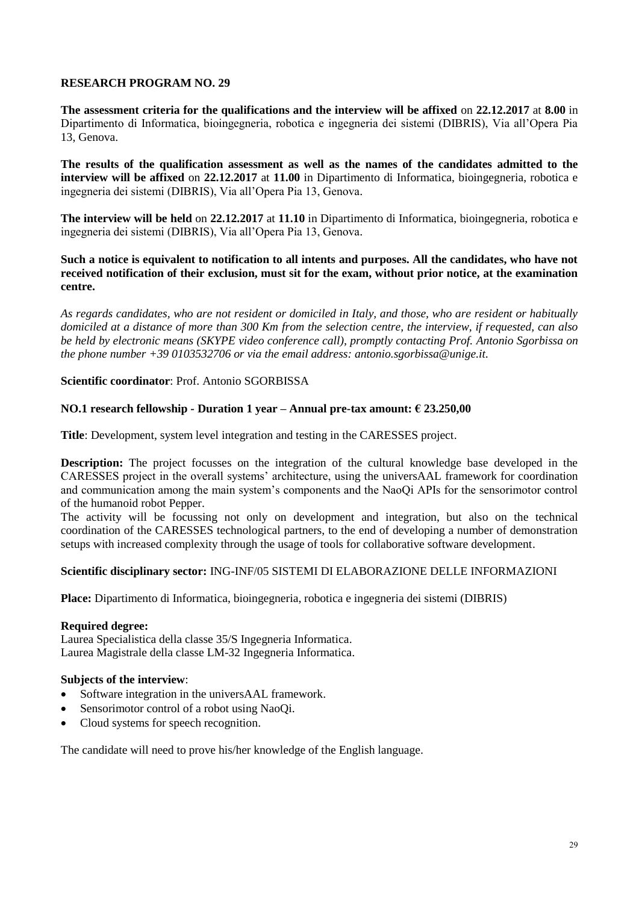## RESEARCH PROGRAM NO. 29

**The assessment criteria for the qualifications and the interview will be affixed** on **22.12.2017** at **8.00** in Dipartimento di Informatica, bioingegneria, robotica e ingegneria dei sistemi (DIBRIS), Via all'Opera Pia 13, Genova.

**The results of the qualification assessment as well as the names of the candidates admitted to the interview will be affixed** on **22.12.2017** at **11.00** in Dipartimento di Informatica, bioingegneria, robotica e ingegneria dei sistemi (DIBRIS), Via all'Opera Pia 13, Genova.

**The interview will be held** on **22.12.2017** at **11.10** in Dipartimento di Informatica, bioingegneria, robotica e ingegneria dei sistemi (DIBRIS), Via all'Opera Pia 13, Genova.

**Such a notice is equivalent to notification to all intents and purposes. All the candidates, who have not received notification of their exclusion, must sit for the exam, without prior notice, at the examination centre.**

*As regards candidates, who are not resident or domiciled in Italy, and those, who are resident or habitually domiciled at a distance of more than 300 Km from the selection centre, the interview, if requested, can also be held by electronic means (SKYPE video conference call), promptly contacting Prof. Antonio Sgorbissa on the phone number +39 0103532706 or via the email address: antonio.sgorbissa@unige.it.*

**Scientific coordinator**: Prof. Antonio SGORBISSA

**NO.1 research fellowship - Duration 1 year – Annual pre-tax amount: € 23.250,00**

**Title**: Development, system level integration and testing in the CARESSES project.

**Description:** The project focusses on the integration of the cultural knowledge base developed in the CARESSES project in the overall systems' architecture, using the universAAL framework for coordination and communication among the main system's components and the NaoQi APIs for the sensorimotor control of the humanoid robot Pepper.
The activity will be focussing not only on development and integration, but also on the technical coordination of the CARESSES technological partners, to the end of developing a number of demonstration setups with increased complexity through the usage of tools for collaborative software development.

**Scientific disciplinary sector:** ING-INF/05 SISTEMI DI ELABORAZIONE DELLE INFORMAZIONI

**Place:** Dipartimento di Informatica, bioingegneria, robotica e ingegneria dei sistemi (DIBRIS)

**Required degree:**
Laurea Specialistica della classe 35/S Ingegneria Informatica.
Laurea Magistrale della classe LM-32 Ingegneria Informatica.

**Subjects of the interview**:
- Software integration in the universAAL framework.
- Sensorimotor control of a robot using NaoQi.
- Cloud systems for speech recognition.

The candidate will need to prove his/her knowledge of the English language.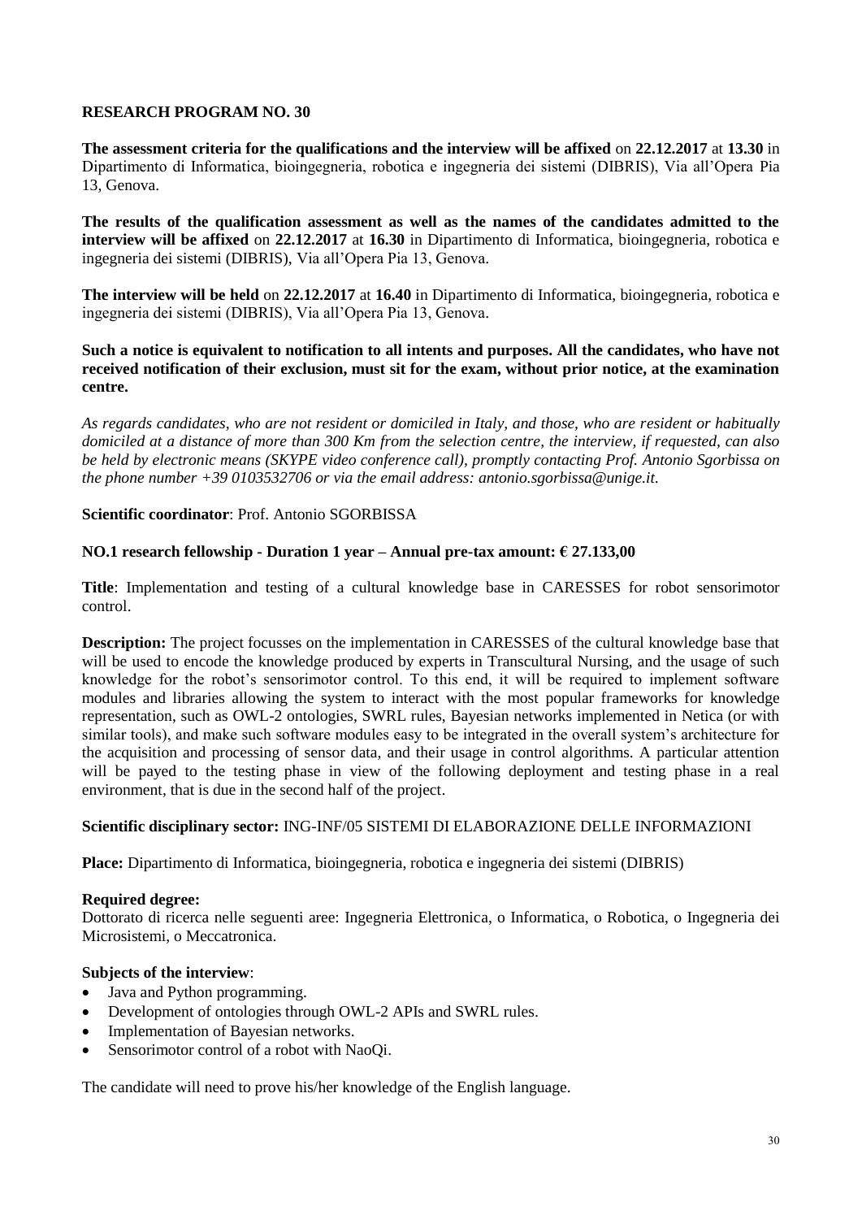## RESEARCH PROGRAM NO. 30

**The assessment criteria for the qualifications and the interview will be affixed** on **22.12.2017** at **13.30** in Dipartimento di Informatica, bioingegneria, robotica e ingegneria dei sistemi (DIBRIS), Via all'Opera Pia 13, Genova.

**The results of the qualification assessment as well as the names of the candidates admitted to the interview will be affixed** on **22.12.2017** at **16.30** in Dipartimento di Informatica, bioingegneria, robotica e ingegneria dei sistemi (DIBRIS), Via all'Opera Pia 13, Genova.

**The interview will be held** on **22.12.2017** at **16.40** in Dipartimento di Informatica, bioingegneria, robotica e ingegneria dei sistemi (DIBRIS), Via all'Opera Pia 13, Genova.

**Such a notice is equivalent to notification to all intents and purposes. All the candidates, who have not received notification of their exclusion, must sit for the exam, without prior notice, at the examination centre.**

*As regards candidates, who are not resident or domiciled in Italy, and those, who are resident or habitually domiciled at a distance of more than 300 Km from the selection centre, the interview, if requested, can also be held by electronic means (SKYPE video conference call), promptly contacting Prof. Antonio Sgorbissa on the phone number +39 0103532706 or via the email address: antonio.sgorbissa@unige.it.*

**Scientific coordinator**: Prof. Antonio SGORBISSA

**NO.1 research fellowship - Duration 1 year – Annual pre-tax amount: € 27.133,00**

**Title**: Implementation and testing of a cultural knowledge base in CARESSES for robot sensorimotor control.

**Description:** The project focusses on the implementation in CARESSES of the cultural knowledge base that will be used to encode the knowledge produced by experts in Transcultural Nursing, and the usage of such knowledge for the robot's sensorimotor control. To this end, it will be required to implement software modules and libraries allowing the system to interact with the most popular frameworks for knowledge representation, such as OWL-2 ontologies, SWRL rules, Bayesian networks implemented in Netica (or with similar tools), and make such software modules easy to be integrated in the overall system's architecture for the acquisition and processing of sensor data, and their usage in control algorithms. A particular attention will be payed to the testing phase in view of the following deployment and testing phase in a real environment, that is due in the second half of the project.

**Scientific disciplinary sector:** ING-INF/05 SISTEMI DI ELABORAZIONE DELLE INFORMAZIONI

**Place:** Dipartimento di Informatica, bioingegneria, robotica e ingegneria dei sistemi (DIBRIS)

**Required degree:**
Dottorato di ricerca nelle seguenti aree: Ingegneria Elettronica, o Informatica, o Robotica, o Ingegneria dei Microsistemi, o Meccatronica.

**Subjects of the interview**:

- Java and Python programming.
- Development of ontologies through OWL-2 APIs and SWRL rules.
- Implementation of Bayesian networks.
- Sensorimotor control of a robot with NaoQi.

The candidate will need to prove his/her knowledge of the English language.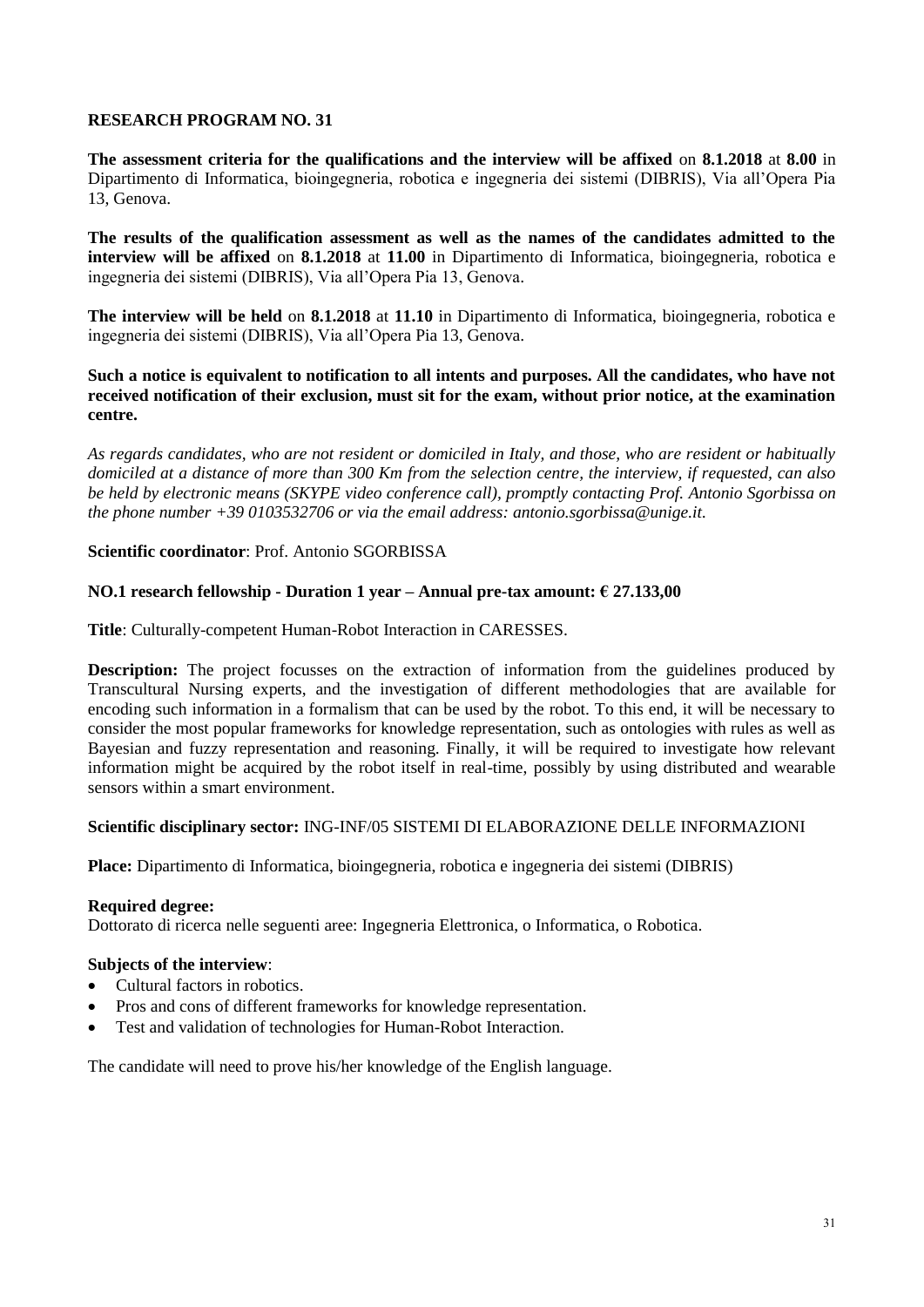## RESEARCH PROGRAM NO. 31

**The assessment criteria for the qualifications and the interview will be affixed** on **8.1.2018** at **8.00** in Dipartimento di Informatica, bioingegneria, robotica e ingegneria dei sistemi (DIBRIS), Via all'Opera Pia 13, Genova.

**The results of the qualification assessment as well as the names of the candidates admitted to the interview will be affixed** on **8.1.2018** at **11.00** in Dipartimento di Informatica, bioingegneria, robotica e ingegneria dei sistemi (DIBRIS), Via all'Opera Pia 13, Genova.

**The interview will be held** on **8.1.2018** at **11.10** in Dipartimento di Informatica, bioingegneria, robotica e ingegneria dei sistemi (DIBRIS), Via all'Opera Pia 13, Genova.

**Such a notice is equivalent to notification to all intents and purposes. All the candidates, who have not received notification of their exclusion, must sit for the exam, without prior notice, at the examination centre.**

*As regards candidates, who are not resident or domiciled in Italy, and those, who are resident or habitually domiciled at a distance of more than 300 Km from the selection centre, the interview, if requested, can also be held by electronic means (SKYPE video conference call), promptly contacting Prof. Antonio Sgorbissa on the phone number +39 0103532706 or via the email address: antonio.sgorbissa@unige.it.*

**Scientific coordinator**: Prof. Antonio SGORBISSA

**NO.1 research fellowship - Duration 1 year – Annual pre-tax amount: € 27.133,00**

**Title**: Culturally-competent Human-Robot Interaction in CARESSES.

**Description:** The project focusses on the extraction of information from the guidelines produced by Transcultural Nursing experts, and the investigation of different methodologies that are available for encoding such information in a formalism that can be used by the robot. To this end, it will be necessary to consider the most popular frameworks for knowledge representation, such as ontologies with rules as well as Bayesian and fuzzy representation and reasoning. Finally, it will be required to investigate how relevant information might be acquired by the robot itself in real-time, possibly by using distributed and wearable sensors within a smart environment.

**Scientific disciplinary sector:** ING-INF/05 SISTEMI DI ELABORAZIONE DELLE INFORMAZIONI

**Place:** Dipartimento di Informatica, bioingegneria, robotica e ingegneria dei sistemi (DIBRIS)

**Required degree:**
Dottorato di ricerca nelle seguenti aree: Ingegneria Elettronica, o Informatica, o Robotica.

**Subjects of the interview**:

- Cultural factors in robotics.
- Pros and cons of different frameworks for knowledge representation.
- Test and validation of technologies for Human-Robot Interaction.

The candidate will need to prove his/her knowledge of the English language.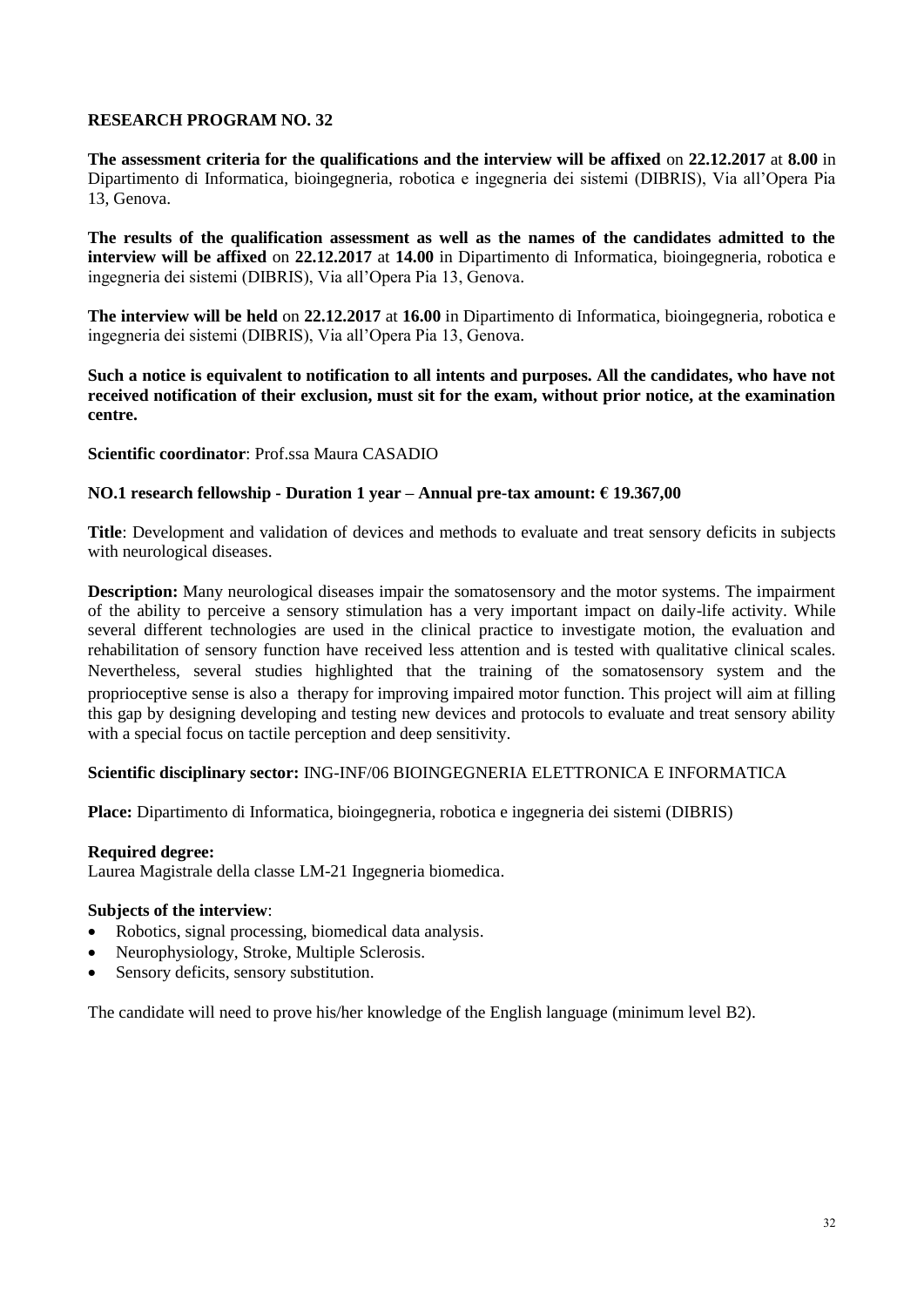**RESEARCH PROGRAM NO. 32**

**The assessment criteria for the qualifications and the interview will be affixed** on **22.12.2017** at **8.00** in Dipartimento di Informatica, bioingegneria, robotica e ingegneria dei sistemi (DIBRIS), Via all'Opera Pia 13, Genova.

**The results of the qualification assessment as well as the names of the candidates admitted to the interview will be affixed** on **22.12.2017** at **14.00** in Dipartimento di Informatica, bioingegneria, robotica e ingegneria dei sistemi (DIBRIS), Via all'Opera Pia 13, Genova.

**The interview will be held** on **22.12.2017** at **16.00** in Dipartimento di Informatica, bioingegneria, robotica e ingegneria dei sistemi (DIBRIS), Via all'Opera Pia 13, Genova.

**Such a notice is equivalent to notification to all intents and purposes. All the candidates, who have not received notification of their exclusion, must sit for the exam, without prior notice, at the examination centre.**

**Scientific coordinator**: Prof.ssa Maura CASADIO

**NO.1 research fellowship - Duration 1 year – Annual pre-tax amount: € 19.367,00**

**Title**: Development and validation of devices and methods to evaluate and treat sensory deficits in subjects with neurological diseases.

**Description:** Many neurological diseases impair the somatosensory and the motor systems. The impairment of the ability to perceive a sensory stimulation has a very important impact on daily-life activity. While several different technologies are used in the clinical practice to investigate motion, the evaluation and rehabilitation of sensory function have received less attention and is tested with qualitative clinical scales. Nevertheless, several studies highlighted that the training of the somatosensory system and the proprioceptive sense is also a therapy for improving impaired motor function. This project will aim at filling this gap by designing developing and testing new devices and protocols to evaluate and treat sensory ability with a special focus on tactile perception and deep sensitivity.

**Scientific disciplinary sector:** ING-INF/06 BIOINGEGNERIA ELETTRONICA E INFORMATICA

**Place:** Dipartimento di Informatica, bioingegneria, robotica e ingegneria dei sistemi (DIBRIS)

**Required degree:**
Laurea Magistrale della classe LM-21 Ingegneria biomedica.

**Subjects of the interview**:

- Robotics, signal processing, biomedical data analysis.
- Neurophysiology, Stroke, Multiple Sclerosis.
- Sensory deficits, sensory substitution.

The candidate will need to prove his/her knowledge of the English language (minimum level B2).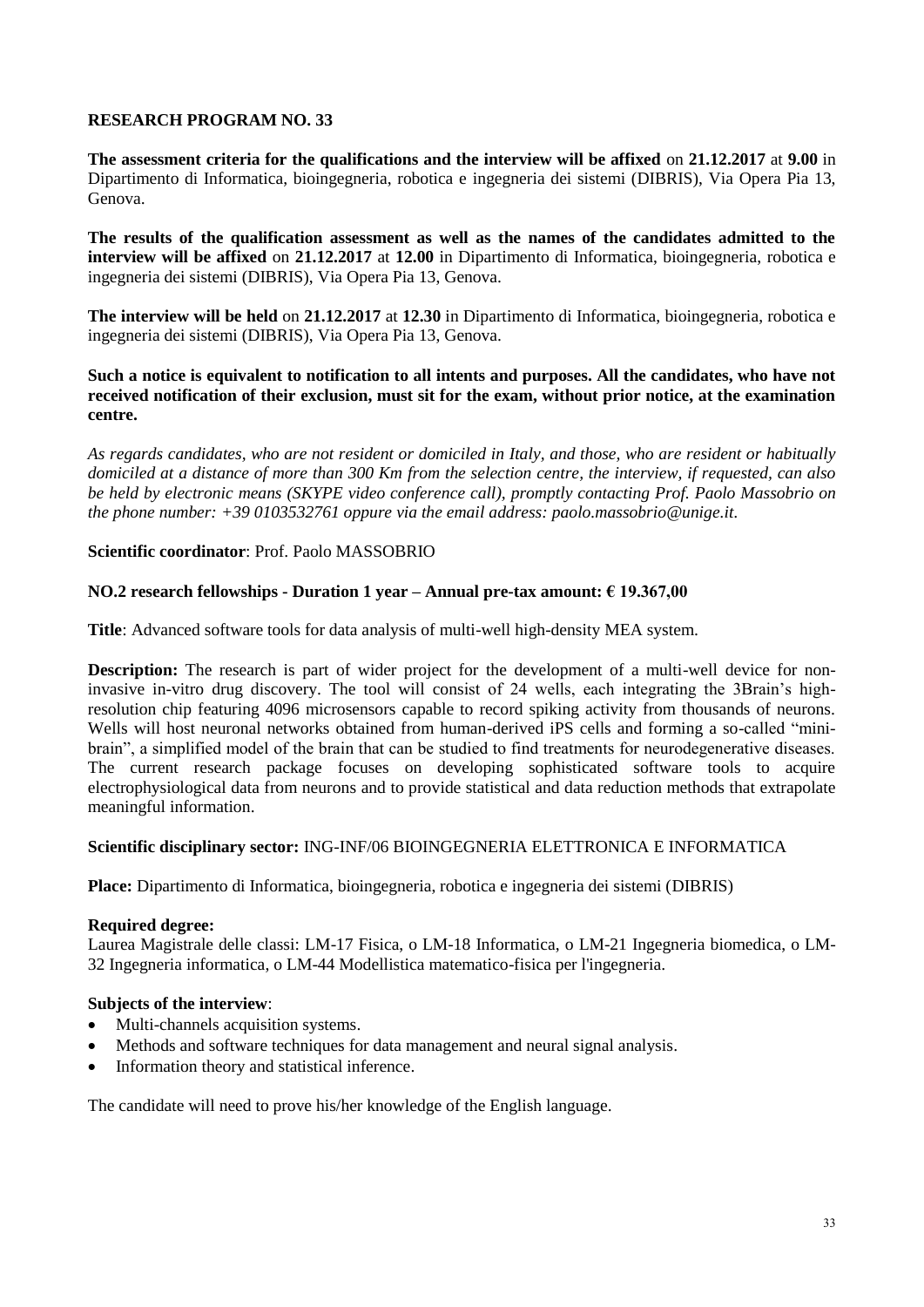## RESEARCH PROGRAM NO. 33

**The assessment criteria for the qualifications and the interview will be affixed** on **21.12.2017** at **9.00** in Dipartimento di Informatica, bioingegneria, robotica e ingegneria dei sistemi (DIBRIS), Via Opera Pia 13, Genova.

**The results of the qualification assessment as well as the names of the candidates admitted to the interview will be affixed** on **21.12.2017** at **12.00** in Dipartimento di Informatica, bioingegneria, robotica e ingegneria dei sistemi (DIBRIS), Via Opera Pia 13, Genova.

**The interview will be held** on **21.12.2017** at **12.30** in Dipartimento di Informatica, bioingegneria, robotica e ingegneria dei sistemi (DIBRIS), Via Opera Pia 13, Genova.

**Such a notice is equivalent to notification to all intents and purposes. All the candidates, who have not received notification of their exclusion, must sit for the exam, without prior notice, at the examination centre.**

*As regards candidates, who are not resident or domiciled in Italy, and those, who are resident or habitually domiciled at a distance of more than 300 Km from the selection centre, the interview, if requested, can also be held by electronic means (SKYPE video conference call), promptly contacting Prof. Paolo Massobrio on the phone number: +39 0103532761 oppure via the email address: paolo.massobrio@unige.it.*

**Scientific coordinator**: Prof. Paolo MASSOBRIO

**NO.2 research fellowships - Duration 1 year – Annual pre-tax amount: € 19.367,00**

**Title**: Advanced software tools for data analysis of multi-well high-density MEA system.

**Description:** The research is part of wider project for the development of a multi-well device for non-invasive in-vitro drug discovery. The tool will consist of 24 wells, each integrating the 3Brain's high-resolution chip featuring 4096 microsensors capable to record spiking activity from thousands of neurons. Wells will host neuronal networks obtained from human-derived iPS cells and forming a so-called "mini-brain", a simplified model of the brain that can be studied to find treatments for neurodegenerative diseases. The current research package focuses on developing sophisticated software tools to acquire electrophysiological data from neurons and to provide statistical and data reduction methods that extrapolate meaningful information.

**Scientific disciplinary sector:** ING-INF/06 BIOINGEGNERIA ELETTRONICA E INFORMATICA

**Place:** Dipartimento di Informatica, bioingegneria, robotica e ingegneria dei sistemi (DIBRIS)

**Required degree:**
Laurea Magistrale delle classi: LM-17 Fisica, o LM-18 Informatica, o LM-21 Ingegneria biomedica, o LM-32 Ingegneria informatica, o LM-44 Modellistica matematico-fisica per l'ingegneria.

**Subjects of the interview**:

- Multi-channels acquisition systems.
- Methods and software techniques for data management and neural signal analysis.
- Information theory and statistical inference.

The candidate will need to prove his/her knowledge of the English language.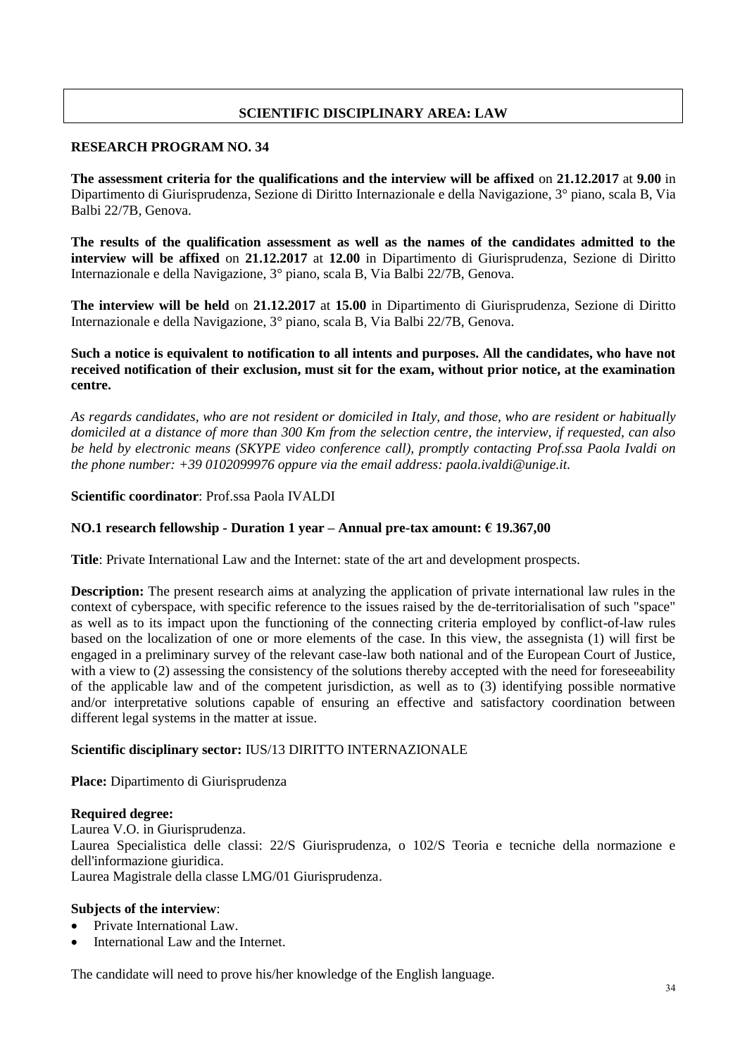## SCIENTIFIC DISCIPLINARY AREA: LAW

### RESEARCH PROGRAM NO. 34

**The assessment criteria for the qualifications and the interview will be affixed** on **21.12.2017** at **9.00** in Dipartimento di Giurisprudenza, Sezione di Diritto Internazionale e della Navigazione, 3° piano, scala B, Via Balbi 22/7B, Genova.

**The results of the qualification assessment as well as the names of the candidates admitted to the interview will be affixed** on **21.12.2017** at **12.00** in Dipartimento di Giurisprudenza, Sezione di Diritto Internazionale e della Navigazione, 3° piano, scala B, Via Balbi 22/7B, Genova.

**The interview will be held** on **21.12.2017** at **15.00** in Dipartimento di Giurisprudenza, Sezione di Diritto Internazionale e della Navigazione, 3° piano, scala B, Via Balbi 22/7B, Genova.

**Such a notice is equivalent to notification to all intents and purposes. All the candidates, who have not received notification of their exclusion, must sit for the exam, without prior notice, at the examination centre.**

*As regards candidates, who are not resident or domiciled in Italy, and those, who are resident or habitually domiciled at a distance of more than 300 Km from the selection centre, the interview, if requested, can also be held by electronic means (SKYPE video conference call), promptly contacting Prof.ssa Paola Ivaldi on the phone number: +39 0102099976 oppure via the email address: paola.ivaldi@unige.it.*

**Scientific coordinator**: Prof.ssa Paola IVALDI

**NO.1 research fellowship - Duration 1 year – Annual pre-tax amount: € 19.367,00**

**Title**: Private International Law and the Internet: state of the art and development prospects.

**Description:** The present research aims at analyzing the application of private international law rules in the context of cyberspace, with specific reference to the issues raised by the de-territorialisation of such "space" as well as to its impact upon the functioning of the connecting criteria employed by conflict-of-law rules based on the localization of one or more elements of the case. In this view, the assegnista (1) will first be engaged in a preliminary survey of the relevant case-law both national and of the European Court of Justice, with a view to (2) assessing the consistency of the solutions thereby accepted with the need for foreseeability of the applicable law and of the competent jurisdiction, as well as to (3) identifying possible normative and/or interpretative solutions capable of ensuring an effective and satisfactory coordination between different legal systems in the matter at issue.

**Scientific disciplinary sector:** IUS/13 DIRITTO INTERNAZIONALE

**Place:** Dipartimento di Giurisprudenza

**Required degree:**
Laurea V.O. in Giurisprudenza.
Laurea Specialistica delle classi: 22/S Giurisprudenza, o 102/S Teoria e tecniche della normazione e dell'informazione giuridica.
Laurea Magistrale della classe LMG/01 Giurisprudenza.

**Subjects of the interview**:

- Private International Law.
- International Law and the Internet.

The candidate will need to prove his/her knowledge of the English language.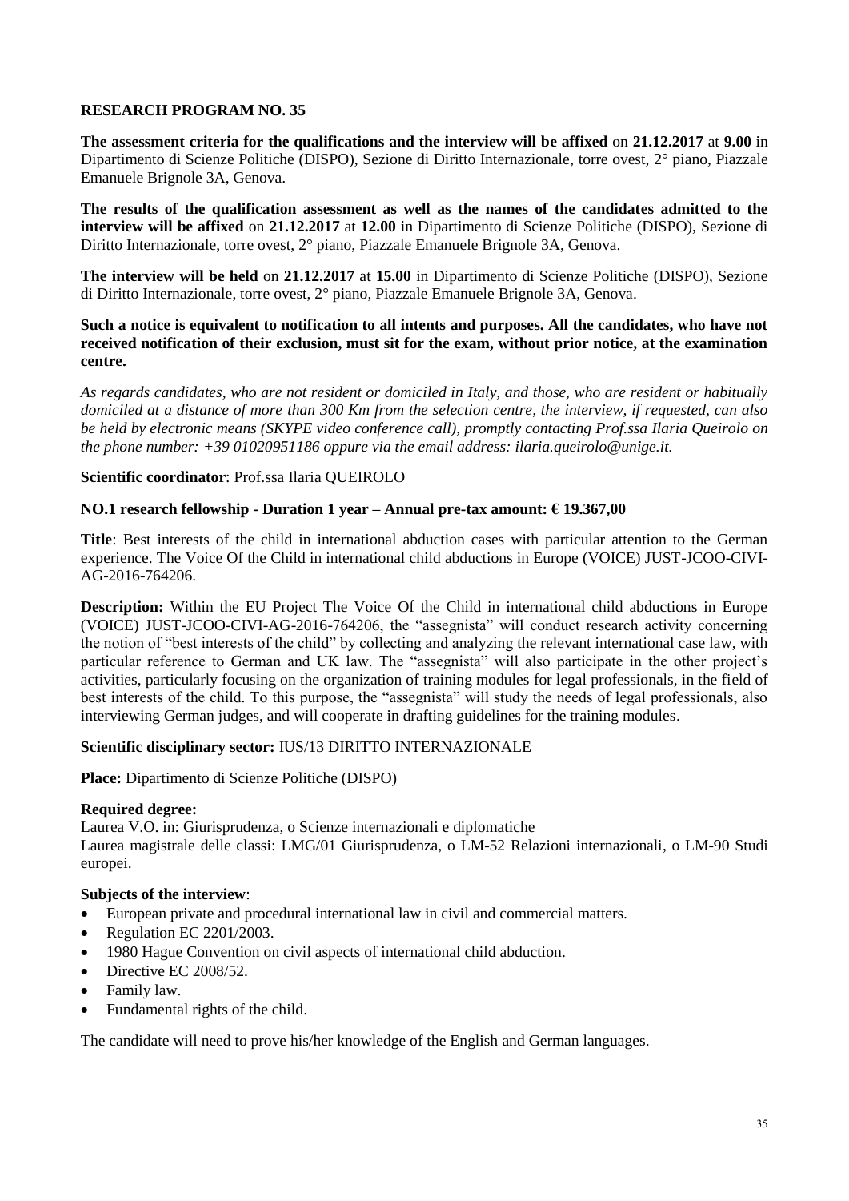**RESEARCH PROGRAM NO. 35**

**The assessment criteria for the qualifications and the interview will be affixed** on **21.12.2017** at **9.00** in Dipartimento di Scienze Politiche (DISPO), Sezione di Diritto Internazionale, torre ovest, 2° piano, Piazzale Emanuele Brignole 3A, Genova.

**The results of the qualification assessment as well as the names of the candidates admitted to the interview will be affixed** on **21.12.2017** at **12.00** in Dipartimento di Scienze Politiche (DISPO), Sezione di Diritto Internazionale, torre ovest, 2° piano, Piazzale Emanuele Brignole 3A, Genova.

**The interview will be held** on **21.12.2017** at **15.00** in Dipartimento di Scienze Politiche (DISPO), Sezione di Diritto Internazionale, torre ovest, 2° piano, Piazzale Emanuele Brignole 3A, Genova.

**Such a notice is equivalent to notification to all intents and purposes. All the candidates, who have not received notification of their exclusion, must sit for the exam, without prior notice, at the examination centre.**

*As regards candidates, who are not resident or domiciled in Italy, and those, who are resident or habitually domiciled at a distance of more than 300 Km from the selection centre, the interview, if requested, can also be held by electronic means (SKYPE video conference call), promptly contacting Prof.ssa Ilaria Queirolo on the phone number: +39 01020951186 oppure via the email address: ilaria.queirolo@unige.it.*

**Scientific coordinator**: Prof.ssa Ilaria QUEIROLO

**NO.1 research fellowship - Duration 1 year – Annual pre-tax amount: € 19.367,00**

**Title**: Best interests of the child in international abduction cases with particular attention to the German experience. The Voice Of the Child in international child abductions in Europe (VOICE) JUST-JCOO-CIVI-AG-2016-764206.

**Description:** Within the EU Project The Voice Of the Child in international child abductions in Europe (VOICE) JUST-JCOO-CIVI-AG-2016-764206, the "assegnista" will conduct research activity concerning the notion of "best interests of the child" by collecting and analyzing the relevant international case law, with particular reference to German and UK law. The "assegnista" will also participate in the other project's activities, particularly focusing on the organization of training modules for legal professionals, in the field of best interests of the child. To this purpose, the "assegnista" will study the needs of legal professionals, also interviewing German judges, and will cooperate in drafting guidelines for the training modules.

**Scientific disciplinary sector:** IUS/13 DIRITTO INTERNAZIONALE

**Place:** Dipartimento di Scienze Politiche (DISPO)

**Required degree:**
Laurea V.O. in: Giurisprudenza, o Scienze internazionali e diplomatiche
Laurea magistrale delle classi: LMG/01 Giurisprudenza, o LM-52 Relazioni internazionali, o LM-90 Studi europei.

**Subjects of the interview**:

- European private and procedural international law in civil and commercial matters.
- Regulation EC 2201/2003.
- 1980 Hague Convention on civil aspects of international child abduction.
- Directive EC 2008/52.
- Family law.
- Fundamental rights of the child.

The candidate will need to prove his/her knowledge of the English and German languages.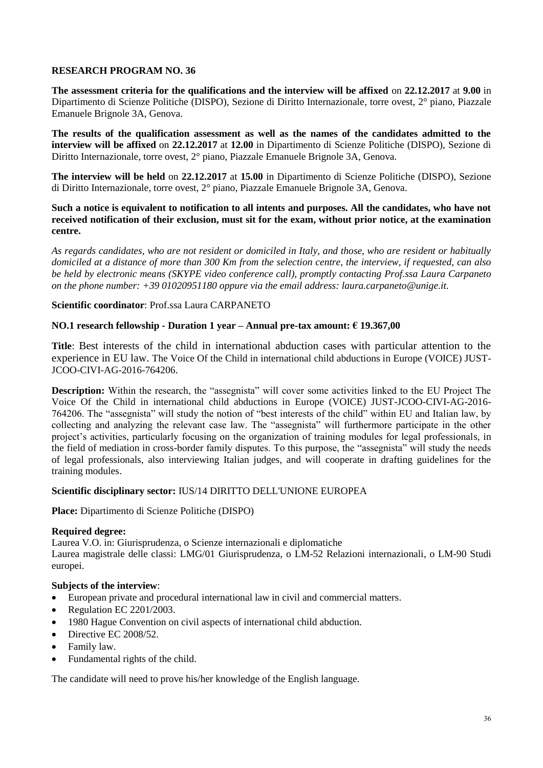## RESEARCH PROGRAM NO. 36

**The assessment criteria for the qualifications and the interview will be affixed** on **22.12.2017** at **9.00** in Dipartimento di Scienze Politiche (DISPO), Sezione di Diritto Internazionale, torre ovest, 2° piano, Piazzale Emanuele Brignole 3A, Genova.

**The results of the qualification assessment as well as the names of the candidates admitted to the interview will be affixed** on **22.12.2017** at **12.00** in Dipartimento di Scienze Politiche (DISPO), Sezione di Diritto Internazionale, torre ovest, 2° piano, Piazzale Emanuele Brignole 3A, Genova.

**The interview will be held** on **22.12.2017** at **15.00** in Dipartimento di Scienze Politiche (DISPO), Sezione di Diritto Internazionale, torre ovest, 2° piano, Piazzale Emanuele Brignole 3A, Genova.

**Such a notice is equivalent to notification to all intents and purposes. All the candidates, who have not received notification of their exclusion, must sit for the exam, without prior notice, at the examination centre.**

*As regards candidates, who are not resident or domiciled in Italy, and those, who are resident or habitually domiciled at a distance of more than 300 Km from the selection centre, the interview, if requested, can also be held by electronic means (SKYPE video conference call), promptly contacting Prof.ssa Laura Carpaneto on the phone number: +39 01020951180 oppure via the email address: laura.carpaneto@unige.it.*

**Scientific coordinator**: Prof.ssa Laura CARPANETO

**NO.1 research fellowship - Duration 1 year – Annual pre-tax amount: € 19.367,00**

**Title**: Best interests of the child in international abduction cases with particular attention to the experience in EU law. The Voice Of the Child in international child abductions in Europe (VOICE) JUST-JCOO-CIVI-AG-2016-764206.

**Description:** Within the research, the "assegnista" will cover some activities linked to the EU Project The Voice Of the Child in international child abductions in Europe (VOICE) JUST-JCOO-CIVI-AG-2016-764206. The "assegnista" will study the notion of "best interests of the child" within EU and Italian law, by collecting and analyzing the relevant case law. The "assegnista" will furthermore participate in the other project's activities, particularly focusing on the organization of training modules for legal professionals, in the field of mediation in cross-border family disputes. To this purpose, the "assegnista" will study the needs of legal professionals, also interviewing Italian judges, and will cooperate in drafting guidelines for the training modules.

**Scientific disciplinary sector:** IUS/14 DIRITTO DELL'UNIONE EUROPEA

**Place:** Dipartimento di Scienze Politiche (DISPO)

**Required degree:**
Laurea V.O. in: Giurisprudenza, o Scienze internazionali e diplomatiche
Laurea magistrale delle classi: LMG/01 Giurisprudenza, o LM-52 Relazioni internazionali, o LM-90 Studi europei.

**Subjects of the interview**:

- European private and procedural international law in civil and commercial matters.
- Regulation EC 2201/2003.
- 1980 Hague Convention on civil aspects of international child abduction.
- Directive EC 2008/52.
- Family law.
- Fundamental rights of the child.

The candidate will need to prove his/her knowledge of the English language.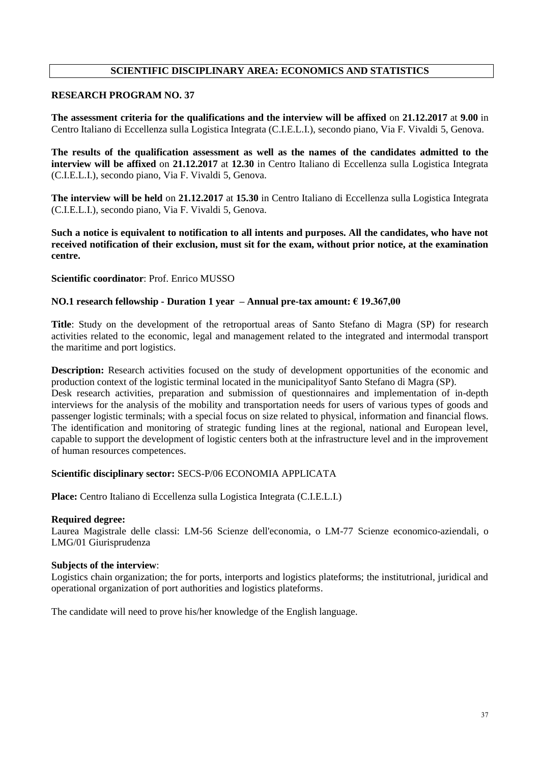## SCIENTIFIC DISCIPLINARY AREA: ECONOMICS AND STATISTICS

**RESEARCH PROGRAM NO. 37**

**The assessment criteria for the qualifications and the interview will be affixed** on **21.12.2017** at **9.00** in Centro Italiano di Eccellenza sulla Logistica Integrata (C.I.E.L.I.), secondo piano, Via F. Vivaldi 5, Genova.

**The results of the qualification assessment as well as the names of the candidates admitted to the interview will be affixed** on **21.12.2017** at **12.30** in Centro Italiano di Eccellenza sulla Logistica Integrata (C.I.E.L.I.), secondo piano, Via F. Vivaldi 5, Genova.

**The interview will be held** on **21.12.2017** at **15.30** in Centro Italiano di Eccellenza sulla Logistica Integrata (C.I.E.L.I.), secondo piano, Via F. Vivaldi 5, Genova.

**Such a notice is equivalent to notification to all intents and purposes. All the candidates, who have not received notification of their exclusion, must sit for the exam, without prior notice, at the examination centre.**

**Scientific coordinator**: Prof. Enrico MUSSO

**NO.1 research fellowship - Duration 1 year – Annual pre-tax amount: € 19.367,00**

**Title**: Study on the development of the retroportual areas of Santo Stefano di Magra (SP) for research activities related to the economic, legal and management related to the integrated and intermodal transport the maritime and port logistics.

**Description:** Research activities focused on the study of development opportunities of the economic and production context of the logistic terminal located in the municipalityof Santo Stefano di Magra (SP).
Desk research activities, preparation and submission of questionnaires and implementation of in-depth interviews for the analysis of the mobility and transportation needs for users of various types of goods and passenger logistic terminals; with a special focus on size related to physical, information and financial flows. The identification and monitoring of strategic funding lines at the regional, national and European level, capable to support the development of logistic centers both at the infrastructure level and in the improvement of human resources competences.

**Scientific disciplinary sector:** SECS-P/06 ECONOMIA APPLICATA

**Place:** Centro Italiano di Eccellenza sulla Logistica Integrata (C.I.E.L.I.)

**Required degree:**
Laurea Magistrale delle classi: LM-56 Scienze dell'economia, o LM-77 Scienze economico-aziendali, o LMG/01 Giurisprudenza

**Subjects of the interview**:
Logistics chain organization; the for ports, interports and logistics plateforms; the institutrional, juridical and operational organization of port authorities and logistics plateforms.

The candidate will need to prove his/her knowledge of the English language.